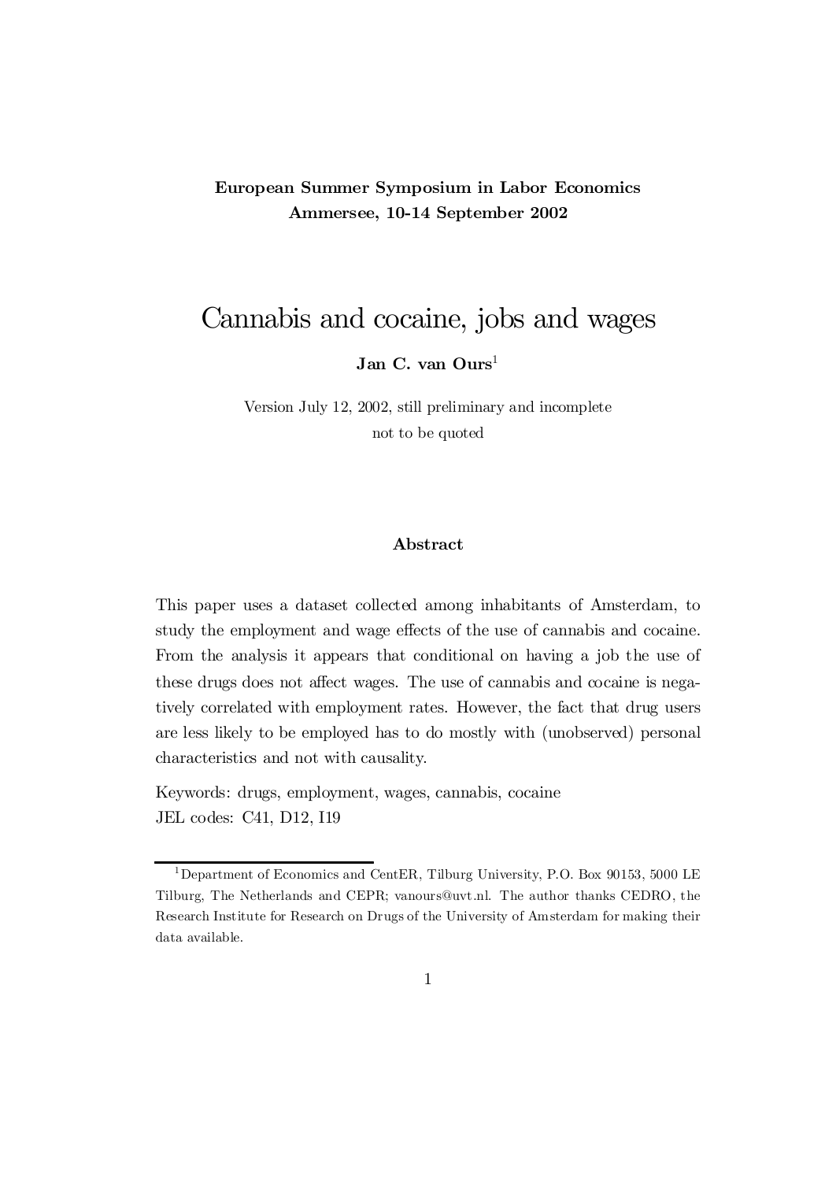**European Summer Symposium in Labor Economics**
**Ammersee, 10-14 September 2002**

# Cannabis and cocaine, jobs and wages

**Jan C. van Ours**[1]

Version July 12, 2002, still preliminary and incomplete
not to be quoted

### Abstract

This paper uses a dataset collected among inhabitants of Amsterdam, to study the employment and wage effects of the use of cannabis and cocaine. From the analysis it appears that conditional on having a job the use of these drugs does not affect wages. The use of cannabis and cocaine is negatively correlated with employment rates. However, the fact that drug users are less likely to be employed has to do mostly with (unobserved) personal characteristics and not with causality.

Keywords: drugs, employment, wages, cannabis, cocaine
JEL codes: C41, D12, I19

---

[1] Department of Economics and CentER, Tilburg University, P.O. Box 90153, 5000 LE Tilburg, The Netherlands and CEPR; vanours@uvt.nl. The author thanks CEDRO, the Research Institute for Research on Drugs of the University of Amsterdam for making their data available.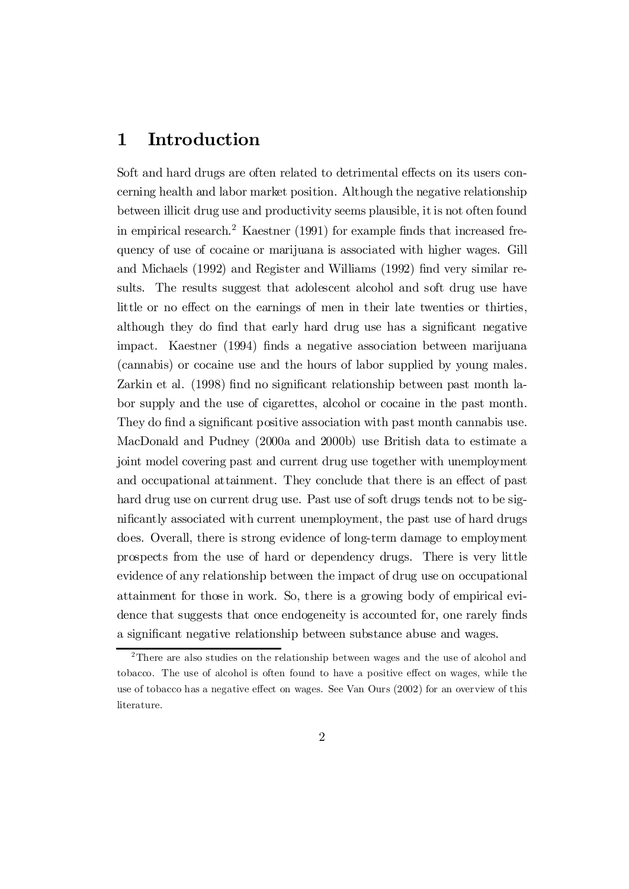# 1 Introduction

Soft and hard drugs are often related to detrimental effects on its users concerning health and labor market position. Although the negative relationship between illicit drug use and productivity seems plausible, it is not often found in empirical research.[2] Kaestner (1991) for example finds that increased frequency of use of cocaine or marijuana is associated with higher wages. Gill and Michaels (1992) and Register and Williams (1992) find very similar results. The results suggest that adolescent alcohol and soft drug use have little or no effect on the earnings of men in their late twenties or thirties, although they do find that early hard drug use has a significant negative impact. Kaestner (1994) finds a negative association between marijuana (cannabis) or cocaine use and the hours of labor supplied by young males. Zarkin et al. (1998) find no significant relationship between past month labor supply and the use of cigarettes, alcohol or cocaine in the past month. They do find a significant positive association with past month cannabis use. MacDonald and Pudney (2000a and 2000b) use British data to estimate a joint model covering past and current drug use together with unemployment and occupational attainment. They conclude that there is an effect of past hard drug use on current drug use. Past use of soft drugs tends not to be significantly associated with current unemployment, the past use of hard drugs does. Overall, there is strong evidence of long-term damage to employment prospects from the use of hard or dependency drugs. There is very little evidence of any relationship between the impact of drug use on occupational attainment for those in work. So, there is a growing body of empirical evidence that suggests that once endogeneity is accounted for, one rarely finds a significant negative relationship between substance abuse and wages.

[2] There are also studies on the relationship between wages and the use of alcohol and tobacco. The use of alcohol is often found to have a positive effect on wages, while the use of tobacco has a negative effect on wages. See Van Ours (2002) for an overview of this literature.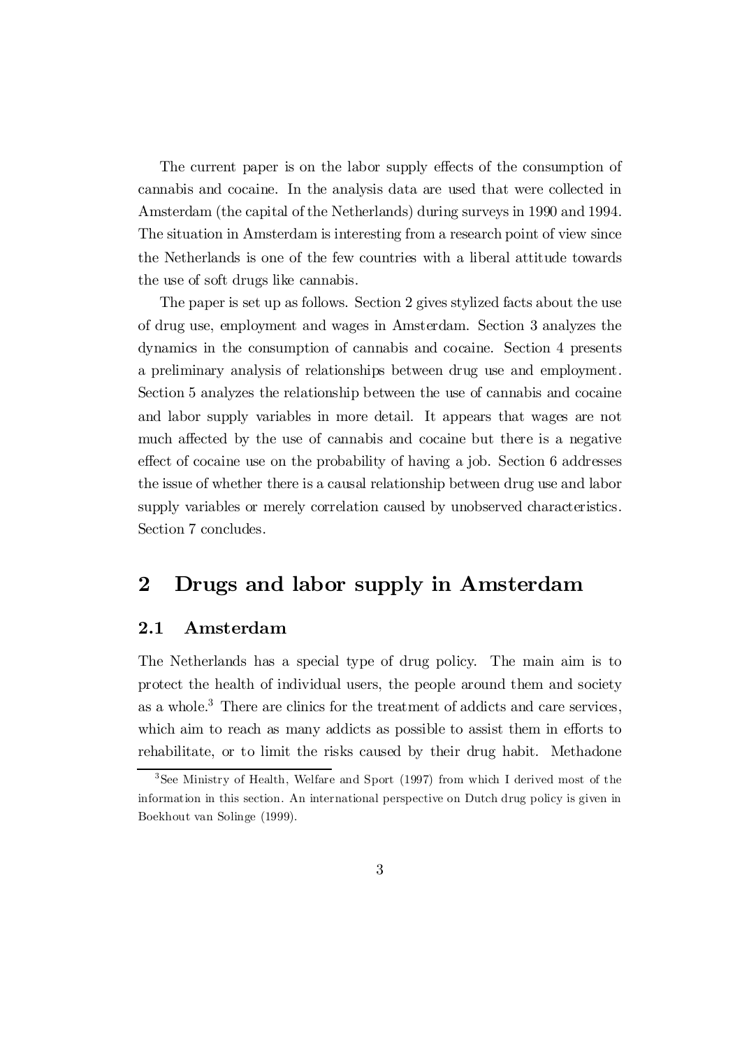The current paper is on the labor supply effects of the consumption of cannabis and cocaine. In the analysis data are used that were collected in Amsterdam (the capital of the Netherlands) during surveys in 1990 and 1994. The situation in Amsterdam is interesting from a research point of view since the Netherlands is one of the few countries with a liberal attitude towards the use of soft drugs like cannabis.

The paper is set up as follows. Section 2 gives stylized facts about the use of drug use, employment and wages in Amsterdam. Section 3 analyzes the dynamics in the consumption of cannabis and cocaine. Section 4 presents a preliminary analysis of relationships between drug use and employment. Section 5 analyzes the relationship between the use of cannabis and cocaine and labor supply variables in more detail. It appears that wages are not much affected by the use of cannabis and cocaine but there is a negative effect of cocaine use on the probability of having a job. Section 6 addresses the issue of whether there is a causal relationship between drug use and labor supply variables or merely correlation caused by unobserved characteristics. Section 7 concludes.

## 2 Drugs and labor supply in Amsterdam

### 2.1 Amsterdam

The Netherlands has a special type of drug policy. The main aim is to protect the health of individual users, the people around them and society as a whole.[3] There are clinics for the treatment of addicts and care services, which aim to reach as many addicts as possible to assist them in efforts to rehabilitate, or to limit the risks caused by their drug habit. Methadone

[3] See Ministry of Health, Welfare and Sport (1997) from which I derived most of the information in this section. An international perspective on Dutch drug policy is given in Boekhout van Solinge (1999).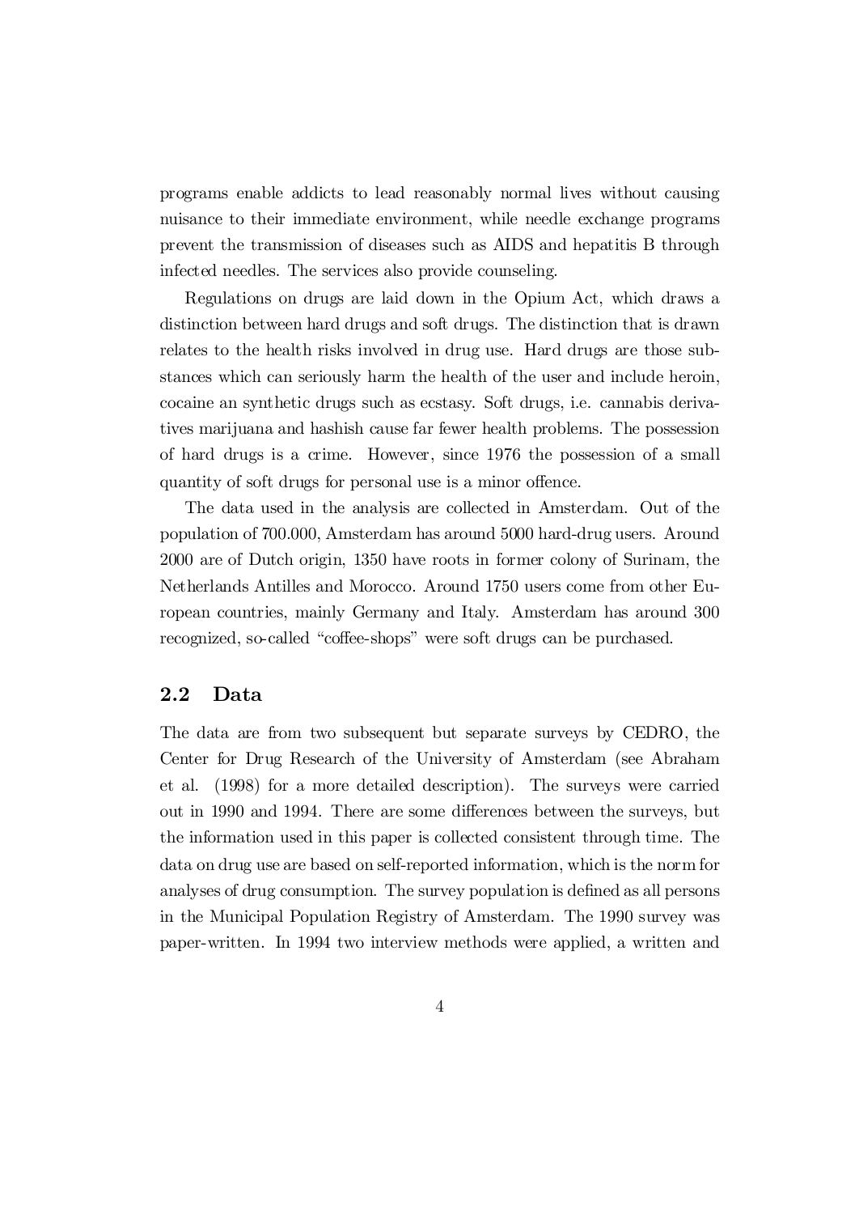programs enable addicts to lead reasonably normal lives without causing nuisance to their immediate environment, while needle exchange programs prevent the transmission of diseases such as AIDS and hepatitis B through infected needles. The services also provide counseling.

Regulations on drugs are laid down in the Opium Act, which draws a distinction between hard drugs and soft drugs. The distinction that is drawn relates to the health risks involved in drug use. Hard drugs are those substances which can seriously harm the health of the user and include heroin, cocaine an synthetic drugs such as ecstasy. Soft drugs, i.e. cannabis derivatives marijuana and hashish cause far fewer health problems. The possession of hard drugs is a crime. However, since 1976 the possession of a small quantity of soft drugs for personal use is a minor offence.

The data used in the analysis are collected in Amsterdam. Out of the population of 700.000, Amsterdam has around 5000 hard-drug users. Around 2000 are of Dutch origin, 1350 have roots in former colony of Surinam, the Netherlands Antilles and Morocco. Around 1750 users come from other European countries, mainly Germany and Italy. Amsterdam has around 300 recognized, so-called "coffee-shops" were soft drugs can be purchased.

## 2.2 Data

The data are from two subsequent but separate surveys by CEDRO, the Center for Drug Research of the University of Amsterdam (see Abraham et al. (1998) for a more detailed description). The surveys were carried out in 1990 and 1994. There are some differences between the surveys, but the information used in this paper is collected consistent through time. The data on drug use are based on self-reported information, which is the norm for analyses of drug consumption. The survey population is defined as all persons in the Municipal Population Registry of Amsterdam. The 1990 survey was paper-written. In 1994 two interview methods were applied, a written and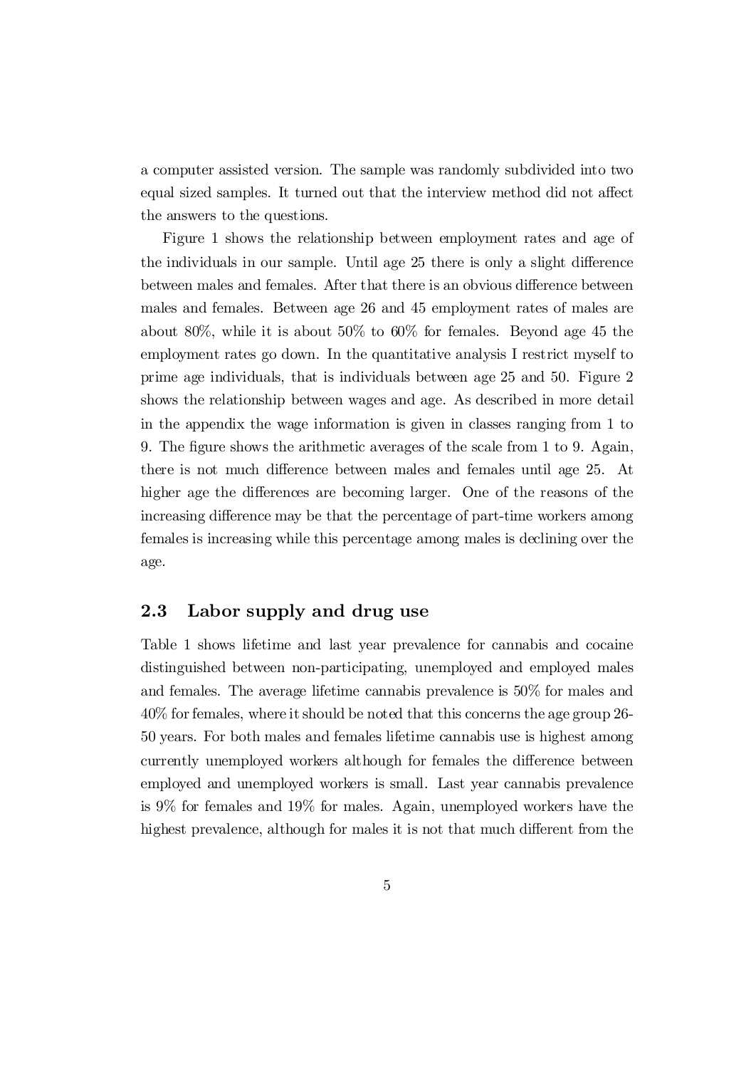a computer assisted version. The sample was randomly subdivided into two equal sized samples. It turned out that the interview method did not affect the answers to the questions.

Figure 1 shows the relationship between employment rates and age of the individuals in our sample. Until age 25 there is only a slight difference between males and females. After that there is an obvious difference between males and females. Between age 26 and 45 employment rates of males are about 80%, while it is about 50% to 60% for females. Beyond age 45 the employment rates go down. In the quantitative analysis I restrict myself to prime age individuals, that is individuals between age 25 and 50. Figure 2 shows the relationship between wages and age. As described in more detail in the appendix the wage information is given in classes ranging from 1 to 9. The figure shows the arithmetic averages of the scale from 1 to 9. Again, there is not much difference between males and females until age 25. At higher age the differences are becoming larger. One of the reasons of the increasing difference may be that the percentage of part-time workers among females is increasing while this percentage among males is declining over the age.

## 2.3 Labor supply and drug use

Table 1 shows lifetime and last year prevalence for cannabis and cocaine distinguished between non-participating, unemployed and employed males and females. The average lifetime cannabis prevalence is 50% for males and 40% for females, where it should be noted that this concerns the age group 26-50 years. For both males and females lifetime cannabis use is highest among currently unemployed workers although for females the difference between employed and unemployed workers is small. Last year cannabis prevalence is 9% for females and 19% for males. Again, unemployed workers have the highest prevalence, although for males it is not that much different from the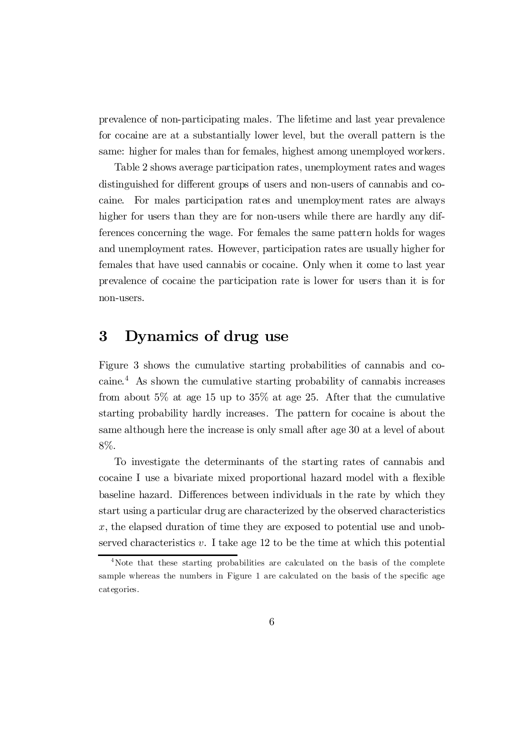prevalence of non-participating males. The lifetime and last year prevalence for cocaine are at a substantially lower level, but the overall pattern is the same: higher for males than for females, highest among unemployed workers.

Table 2 shows average participation rates, unemployment rates and wages distinguished for different groups of users and non-users of cannabis and cocaine. For males participation rates and unemployment rates are always higher for users than they are for non-users while there are hardly any differences concerning the wage. For females the same pattern holds for wages and unemployment rates. However, participation rates are usually higher for females that have used cannabis or cocaine. Only when it come to last year prevalence of cocaine the participation rate is lower for users than it is for non-users.

## 3 Dynamics of drug use

Figure 3 shows the cumulative starting probabilities of cannabis and cocaine.[4] As shown the cumulative starting probability of cannabis increases from about 5% at age 15 up to 35% at age 25. After that the cumulative starting probability hardly increases. The pattern for cocaine is about the same although here the increase is only small after age 30 at a level of about 8%.

To investigate the determinants of the starting rates of cannabis and cocaine I use a bivariate mixed proportional hazard model with a flexible baseline hazard. Differences between individuals in the rate by which they start using a particular drug are characterized by the observed characteristics $x$, the elapsed duration of time they are exposed to potential use and unobserved characteristics $v$. I take age 12 to be the time at which this potential

[4] Note that these starting probabilities are calculated on the basis of the complete sample whereas the numbers in Figure 1 are calculated on the basis of the specific age categories.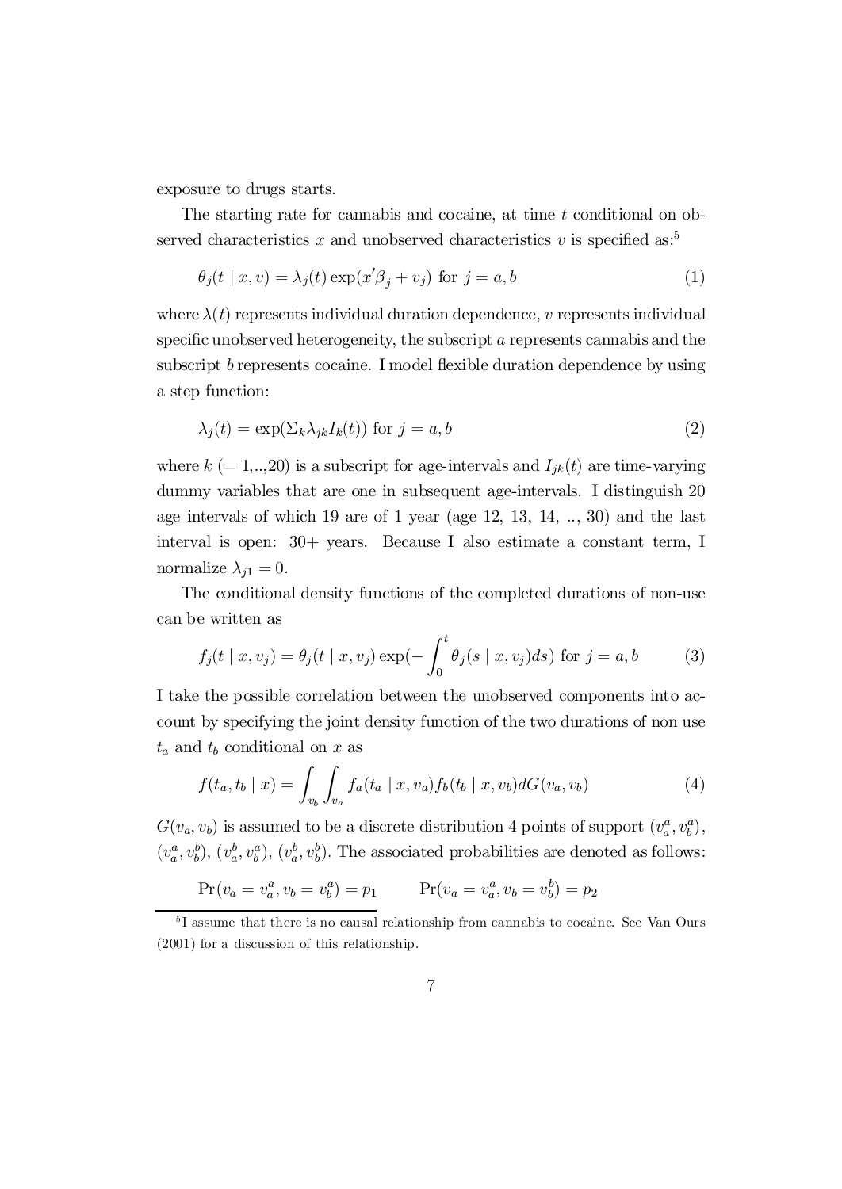exposure to drugs starts.

The starting rate for cannabis and cocaine, at time $t$ conditional on observed characteristics $x$ and unobserved characteristics $v$ is specified as:[5]

$$\theta_j(t \mid x, v) = \lambda_j(t) \exp(x'\beta_j + v_j) \text{ for } j = a, b \tag{1}$$

where $\lambda(t)$ represents individual duration dependence, $v$ represents individual specific unobserved heterogeneity, the subscript $a$ represents cannabis and the subscript $b$ represents cocaine. I model flexible duration dependence by using a step function:

$$\lambda_j(t) = \exp(\Sigma_k \lambda_{jk} I_k(t)) \text{ for } j = a, b \tag{2}$$

where $k$ (= 1,..,20) is a subscript for age-intervals and $I_{jk}(t)$ are time-varying dummy variables that are one in subsequent age-intervals. I distinguish 20 age intervals of which 19 are of 1 year (age 12, 13, 14, .., 30) and the last interval is open: 30+ years. Because I also estimate a constant term, I normalize $\lambda_{j1} = 0$.

The conditional density functions of the completed durations of non-use can be written as

$$f_j(t \mid x, v_j) = \theta_j(t \mid x, v_j) \exp(-\int_0^t \theta_j(s \mid x, v_j) ds) \text{ for } j = a, b \tag{3}$$

I take the possible correlation between the unobserved components into account by specifying the joint density function of the two durations of non use $t_a$ and $t_b$ conditional on $x$ as

$$f(t_a, t_b \mid x) = \int_{v_b} \int_{v_a} f_a(t_a \mid x, v_a) f_b(t_b \mid x, v_b) dG(v_a, v_b) \tag{4}$$

$G(v_a, v_b)$ is assumed to be a discrete distribution 4 points of support $(v_a^a, v_b^a)$, $(v_a^a, v_b^b)$, $(v_a^b, v_b^a)$, $(v_a^b, v_b^b)$. The associated probabilities are denoted as follows:

$$\Pr(v_a = v_a^a, v_b = v_b^a) = p_1 \qquad \Pr(v_a = v_a^a, v_b = v_b^b) = p_2$$

[5] I assume that there is no causal relationship from cannabis to cocaine. See Van Ours (2001) for a discussion of this relationship.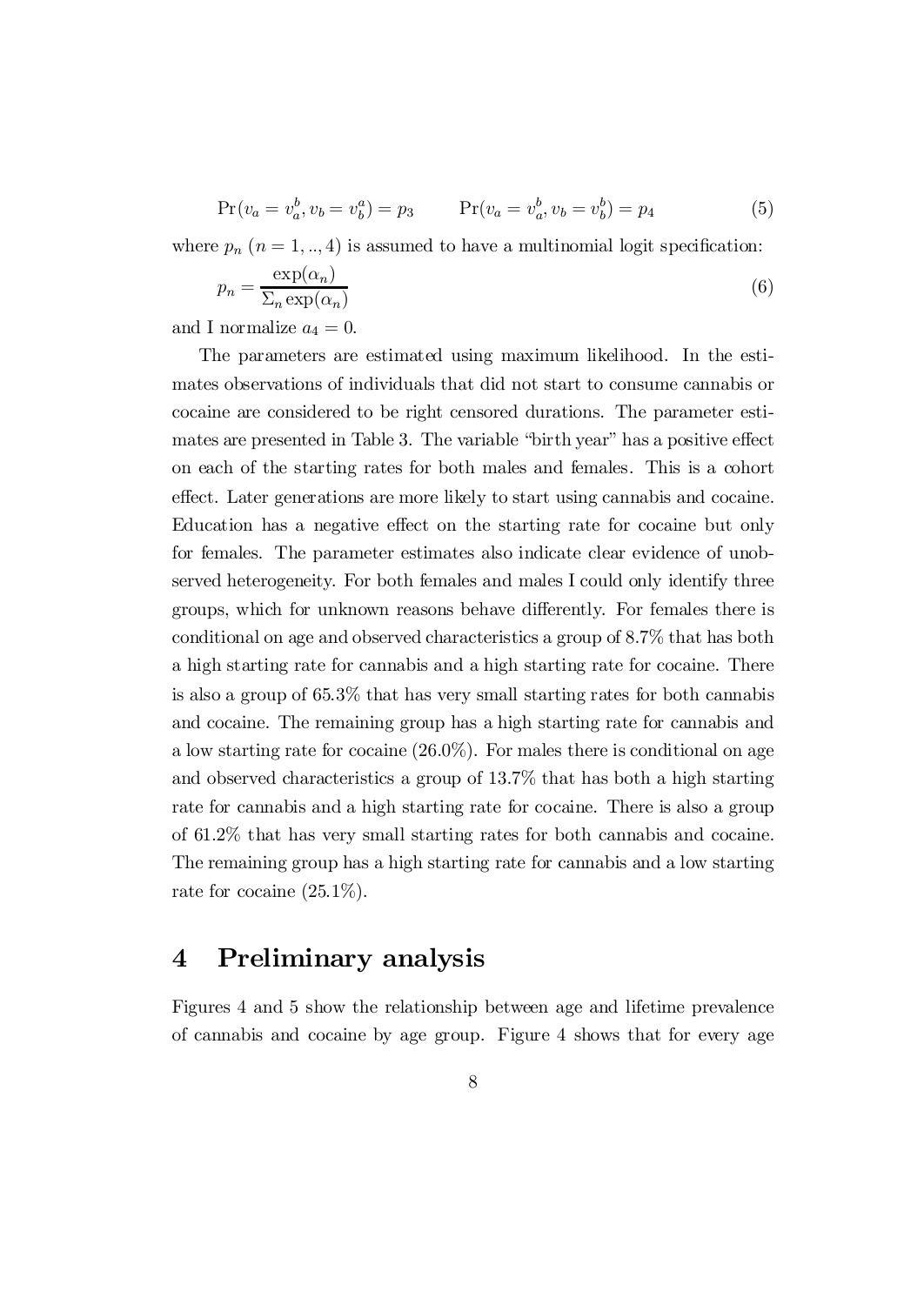$$\Pr(v_a = v_a^b, v_b = v_b^a) = p_3 \qquad \Pr(v_a = v_a^b, v_b = v_b^b) = p_4 \tag{5}$$

where $p_n$ ($n = 1, .., 4$) is assumed to have a multinomial logit specification:

$$p_n = \frac{\exp(\alpha_n)}{\Sigma_n \exp(\alpha_n)} \tag{6}$$

and I normalize $a_4 = 0$.

The parameters are estimated using maximum likelihood. In the estimates observations of individuals that did not start to consume cannabis or cocaine are considered to be right censored durations. The parameter estimates are presented in Table 3. The variable "birth year" has a positive effect on each of the starting rates for both males and females. This is a cohort effect. Later generations are more likely to start using cannabis and cocaine. Education has a negative effect on the starting rate for cocaine but only for females. The parameter estimates also indicate clear evidence of unobserved heterogeneity. For both females and males I could only identify three groups, which for unknown reasons behave differently. For females there is conditional on age and observed characteristics a group of 8.7% that has both a high starting rate for cannabis and a high starting rate for cocaine. There is also a group of 65.3% that has very small starting rates for both cannabis and cocaine. The remaining group has a high starting rate for cannabis and a low starting rate for cocaine (26.0%). For males there is conditional on age and observed characteristics a group of 13.7% that has both a high starting rate for cannabis and a high starting rate for cocaine. There is also a group of 61.2% that has very small starting rates for both cannabis and cocaine. The remaining group has a high starting rate for cannabis and a low starting rate for cocaine (25.1%).

# 4 Preliminary analysis

Figures 4 and 5 show the relationship between age and lifetime prevalence of cannabis and cocaine by age group. Figure 4 shows that for every age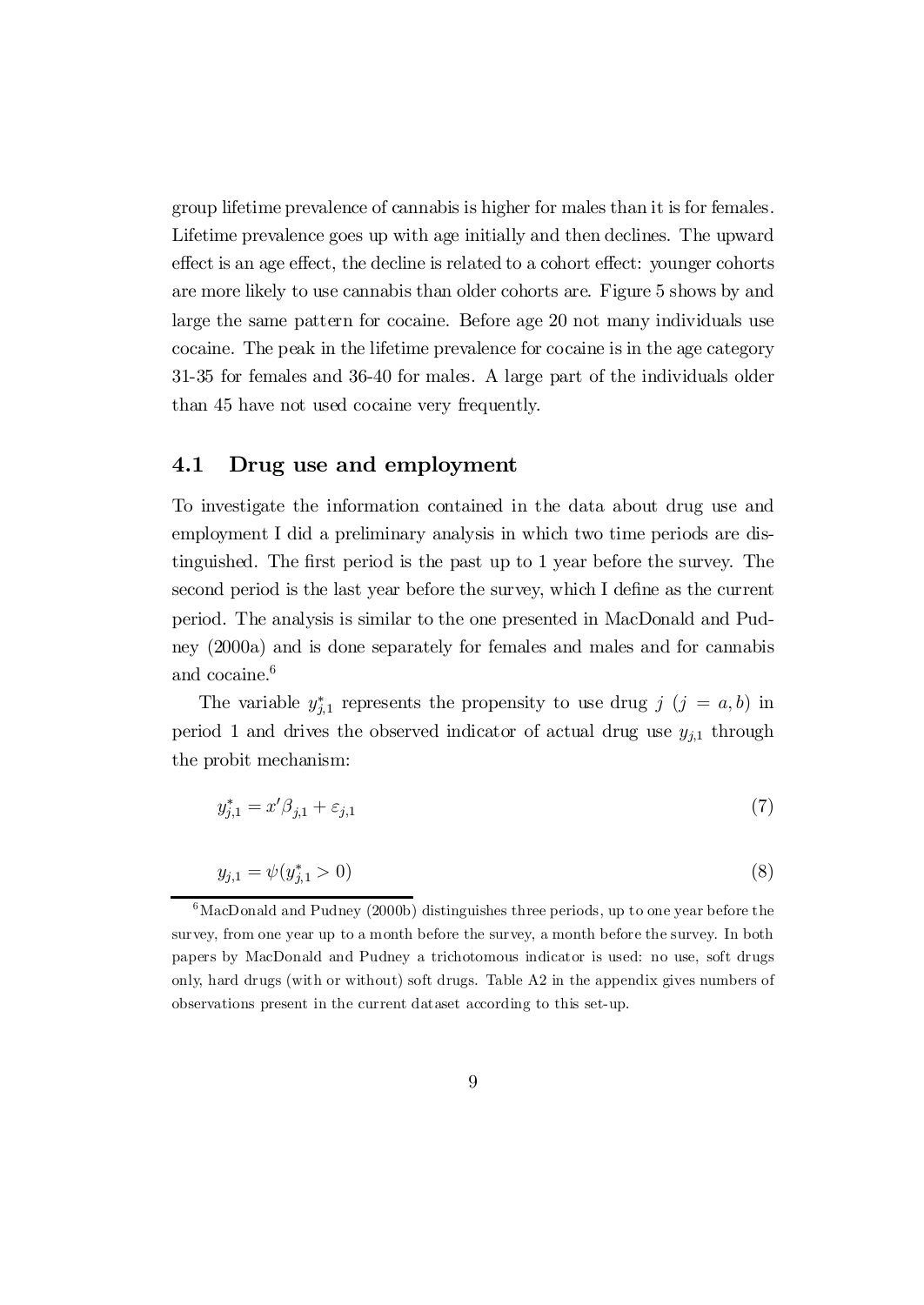group lifetime prevalence of cannabis is higher for males than it is for females. Lifetime prevalence goes up with age initially and then declines. The upward effect is an age effect, the decline is related to a cohort effect: younger cohorts are more likely to use cannabis than older cohorts are. Figure 5 shows by and large the same pattern for cocaine. Before age 20 not many individuals use cocaine. The peak in the lifetime prevalence for cocaine is in the age category 31-35 for females and 36-40 for males. A large part of the individuals older than 45 have not used cocaine very frequently.

## 4.1 Drug use and employment

To investigate the information contained in the data about drug use and employment I did a preliminary analysis in which two time periods are distinguished. The first period is the past up to 1 year before the survey. The second period is the last year before the survey, which I define as the current period. The analysis is similar to the one presented in MacDonald and Pudney (2000a) and is done separately for females and males and for cannabis and cocaine.[6]

The variable $y^*_{j,1}$ represents the propensity to use drug $j$ ($j = a, b$) in period 1 and drives the observed indicator of actual drug use $y_{j,1}$ through the probit mechanism:

$$y^*_{j,1} = x'\beta_{j,1} + \varepsilon_{j,1} \tag{7}$$

$$y_{j,1} = \psi(y^*_{j,1} > 0) \tag{8}$$

[6] MacDonald and Pudney (2000b) distinguishes three periods, up to one year before the survey, from one year up to a month before the survey, a month before the survey. In both papers by MacDonald and Pudney a trichotomous indicator is used: no use, soft drugs only, hard drugs (with or without) soft drugs. Table A2 in the appendix gives numbers of observations present in the current dataset according to this set-up.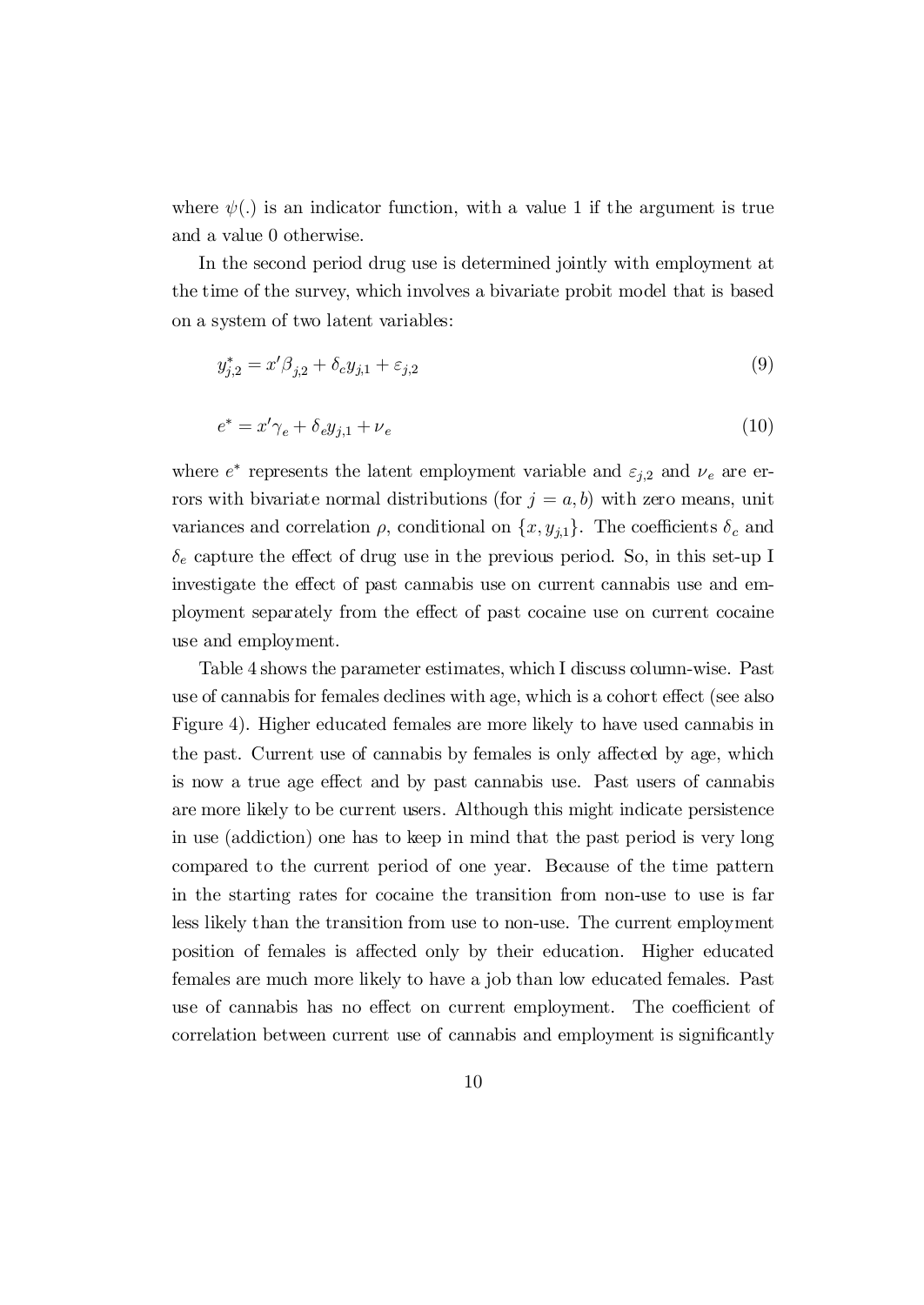where $\psi(.)$ is an indicator function, with a value 1 if the argument is true and a value 0 otherwise.

In the second period drug use is determined jointly with employment at the time of the survey, which involves a bivariate probit model that is based on a system of two latent variables:

$$y^*_{j,2} = x'\beta_{j,2} + \delta_c y_{j,1} + \varepsilon_{j,2} \tag{9}$$

$$e^* = x'\gamma_e + \delta_e y_{j,1} + \nu_e \tag{10}$$

where $e^*$ represents the latent employment variable and $\varepsilon_{j,2}$ and $\nu_e$ are errors with bivariate normal distributions (for $j = a, b$) with zero means, unit variances and correlation $\rho$, conditional on $\{x, y_{j,1}\}$. The coefficients $\delta_c$ and $\delta_e$ capture the effect of drug use in the previous period. So, in this set-up I investigate the effect of past cannabis use on current cannabis use and employment separately from the effect of past cocaine use on current cocaine use and employment.

Table 4 shows the parameter estimates, which I discuss column-wise. Past use of cannabis for females declines with age, which is a cohort effect (see also Figure 4). Higher educated females are more likely to have used cannabis in the past. Current use of cannabis by females is only affected by age, which is now a true age effect and by past cannabis use. Past users of cannabis are more likely to be current users. Although this might indicate persistence in use (addiction) one has to keep in mind that the past period is very long compared to the current period of one year. Because of the time pattern in the starting rates for cocaine the transition from non-use to use is far less likely than the transition from use to non-use. The current employment position of females is affected only by their education. Higher educated females are much more likely to have a job than low educated females. Past use of cannabis has no effect on current employment. The coefficient of correlation between current use of cannabis and employment is significantly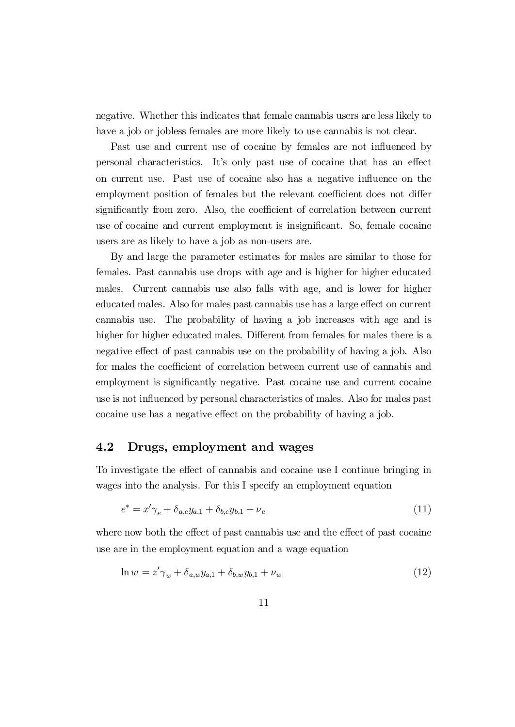negative. Whether this indicates that female cannabis users are less likely to have a job or jobless females are more likely to use cannabis is not clear.

Past use and current use of cocaine by females are not influenced by personal characteristics. It's only past use of cocaine that has an effect on current use. Past use of cocaine also has a negative influence on the employment position of females but the relevant coefficient does not differ significantly from zero. Also, the coefficient of correlation between current use of cocaine and current employment is insignificant. So, female cocaine users are as likely to have a job as non-users are.

By and large the parameter estimates for males are similar to those for females. Past cannabis use drops with age and is higher for higher educated males. Current cannabis use also falls with age, and is lower for higher educated males. Also for males past cannabis use has a large effect on current cannabis use. The probability of having a job increases with age and is higher for higher educated males. Different from females for males there is a negative effect of past cannabis use on the probability of having a job. Also for males the coefficient of correlation between current use of cannabis and employment is significantly negative. Past cocaine use and current cocaine use is not influenced by personal characteristics of males. Also for males past cocaine use has a negative effect on the probability of having a job.

## 4.2 Drugs, employment and wages

To investigate the effect of cannabis and cocaine use I continue bringing in wages into the analysis. For this I specify an employment equation

$$e^* = x'\gamma_e + \delta_{a,e} y_{a,1} + \delta_{b,e} y_{b,1} + \nu_e \tag{11}$$

where now both the effect of past cannabis use and the effect of past cocaine use are in the employment equation and a wage equation

$$\ln w = z'\gamma_w + \delta_{a,w} y_{a,1} + \delta_{b,w} y_{b,1} + \nu_w \tag{12}$$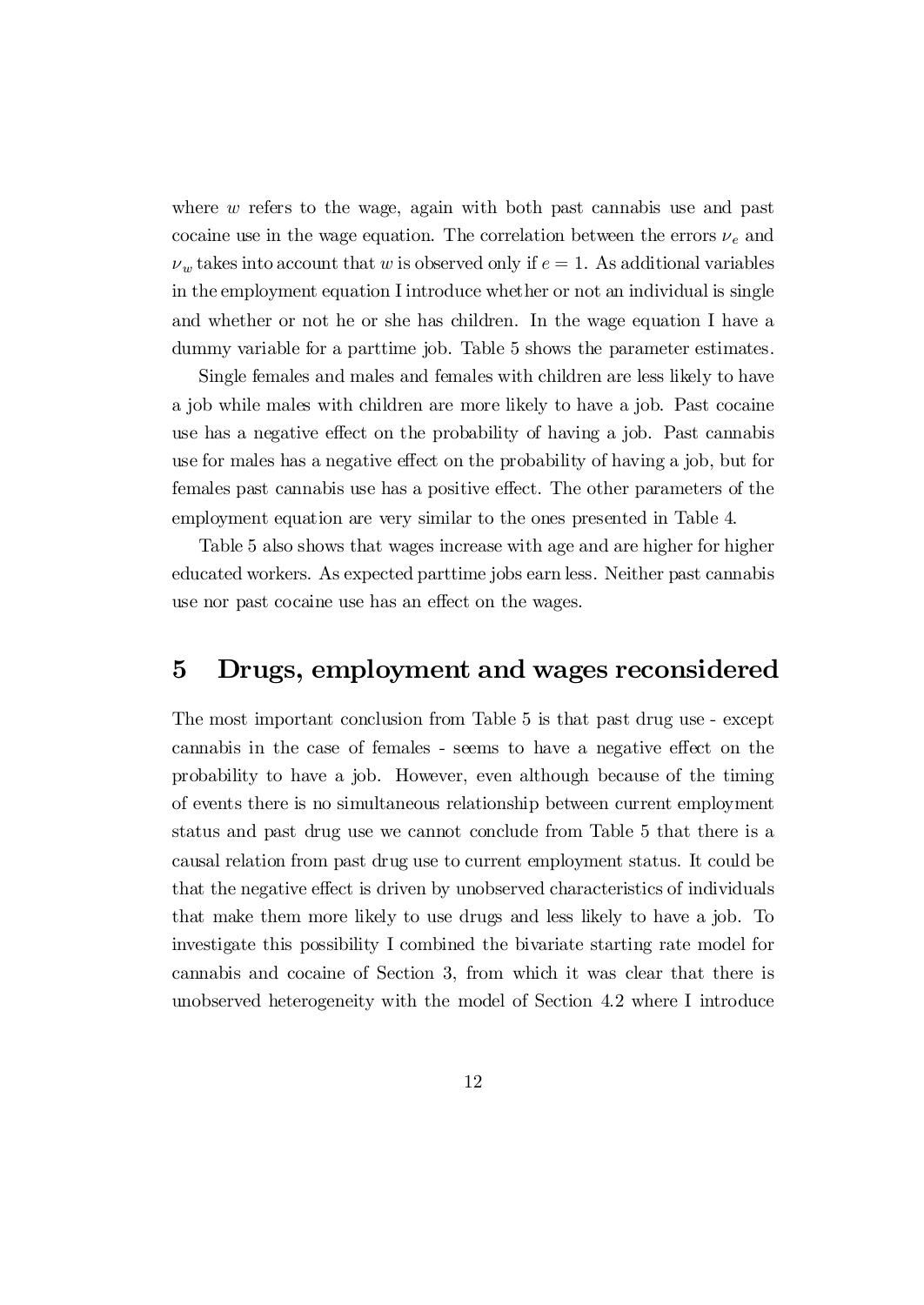where $w$ refers to the wage, again with both past cannabis use and past cocaine use in the wage equation. The correlation between the errors $\nu_e$ and $\nu_w$ takes into account that $w$ is observed only if $e = 1$. As additional variables in the employment equation I introduce whether or not an individual is single and whether or not he or she has children. In the wage equation I have a dummy variable for a parttime job. Table 5 shows the parameter estimates.

Single females and males and females with children are less likely to have a job while males with children are more likely to have a job. Past cocaine use has a negative effect on the probability of having a job. Past cannabis use for males has a negative effect on the probability of having a job, but for females past cannabis use has a positive effect. The other parameters of the employment equation are very similar to the ones presented in Table 4.

Table 5 also shows that wages increase with age and are higher for higher educated workers. As expected parttime jobs earn less. Neither past cannabis use nor past cocaine use has an effect on the wages.

# 5 Drugs, employment and wages reconsidered

The most important conclusion from Table 5 is that past drug use - except cannabis in the case of females - seems to have a negative effect on the probability to have a job. However, even although because of the timing of events there is no simultaneous relationship between current employment status and past drug use we cannot conclude from Table 5 that there is a causal relation from past drug use to current employment status. It could be that the negative effect is driven by unobserved characteristics of individuals that make them more likely to use drugs and less likely to have a job. To investigate this possibility I combined the bivariate starting rate model for cannabis and cocaine of Section 3, from which it was clear that there is unobserved heterogeneity with the model of Section 4.2 where I introduce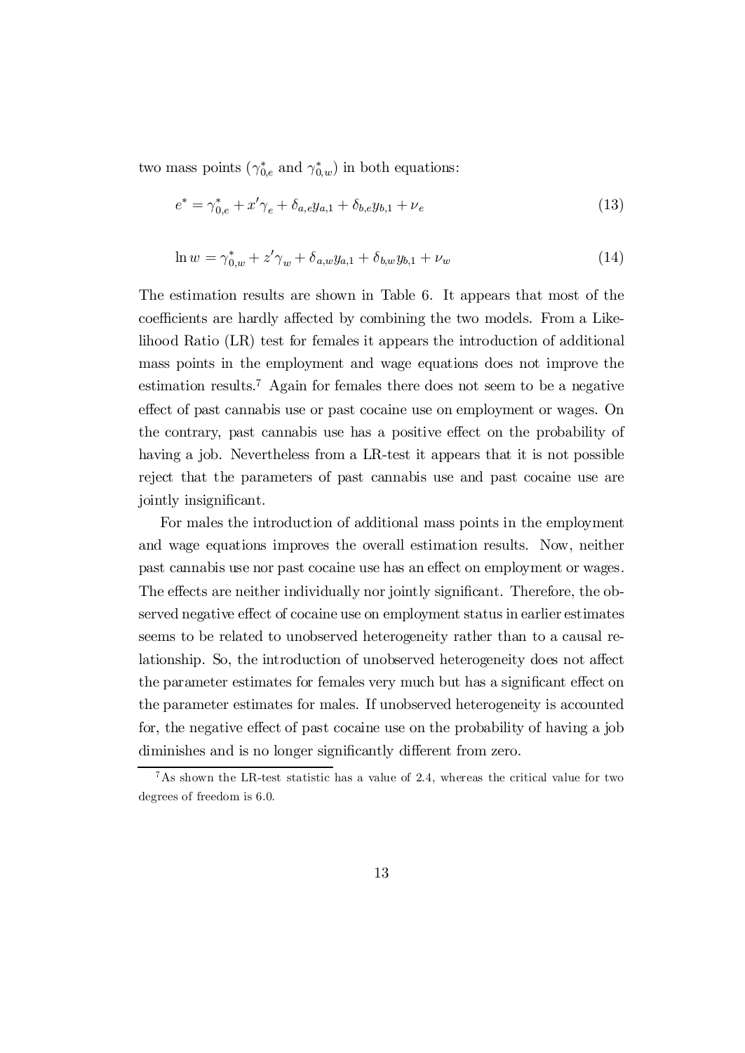two mass points ($\gamma_{0,e}^*$ and $\gamma_{0,w}^*$) in both equations:

$$e^* = \gamma_{0,e}^* + x'\gamma_e + \delta_{a,e}y_{a,1} + \delta_{b,e}y_{b,1} + \nu_e \tag{13}$$

$$\ln w = \gamma_{0,w}^* + z'\gamma_w + \delta_{a,w}y_{a,1} + \delta_{b,w}y_{b,1} + \nu_w \tag{14}$$

The estimation results are shown in Table 6. It appears that most of the coefficients are hardly affected by combining the two models. From a Likelihood Ratio (LR) test for females it appears the introduction of additional mass points in the employment and wage equations does not improve the estimation results.[7] Again for females there does not seem to be a negative effect of past cannabis use or past cocaine use on employment or wages. On the contrary, past cannabis use has a positive effect on the probability of having a job. Nevertheless from a LR-test it appears that it is not possible reject that the parameters of past cannabis use and past cocaine use are jointly insignificant.

For males the introduction of additional mass points in the employment and wage equations improves the overall estimation results. Now, neither past cannabis use nor past cocaine use has an effect on employment or wages. The effects are neither individually nor jointly significant. Therefore, the observed negative effect of cocaine use on employment status in earlier estimates seems to be related to unobserved heterogeneity rather than to a causal relationship. So, the introduction of unobserved heterogeneity does not affect the parameter estimates for females very much but has a significant effect on the parameter estimates for males. If unobserved heterogeneity is accounted for, the negative effect of past cocaine use on the probability of having a job diminishes and is no longer significantly different from zero.

[7] As shown the LR-test statistic has a value of 2.4, whereas the critical value for two degrees of freedom is 6.0.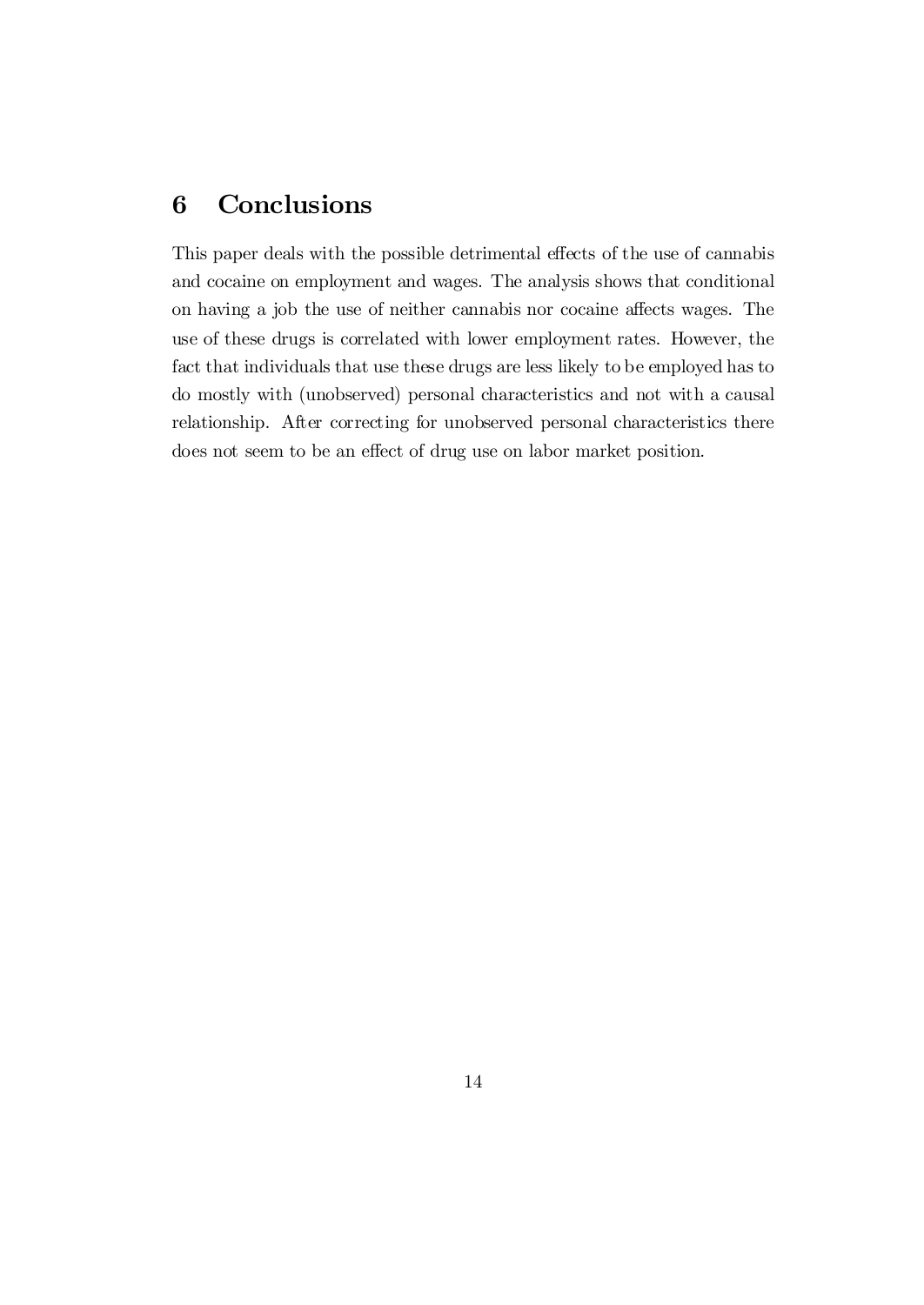## 6 Conclusions

This paper deals with the possible detrimental effects of the use of cannabis and cocaine on employment and wages. The analysis shows that conditional on having a job the use of neither cannabis nor cocaine affects wages. The use of these drugs is correlated with lower employment rates. However, the fact that individuals that use these drugs are less likely to be employed has to do mostly with (unobserved) personal characteristics and not with a causal relationship. After correcting for unobserved personal characteristics there does not seem to be an effect of drug use on labor market position.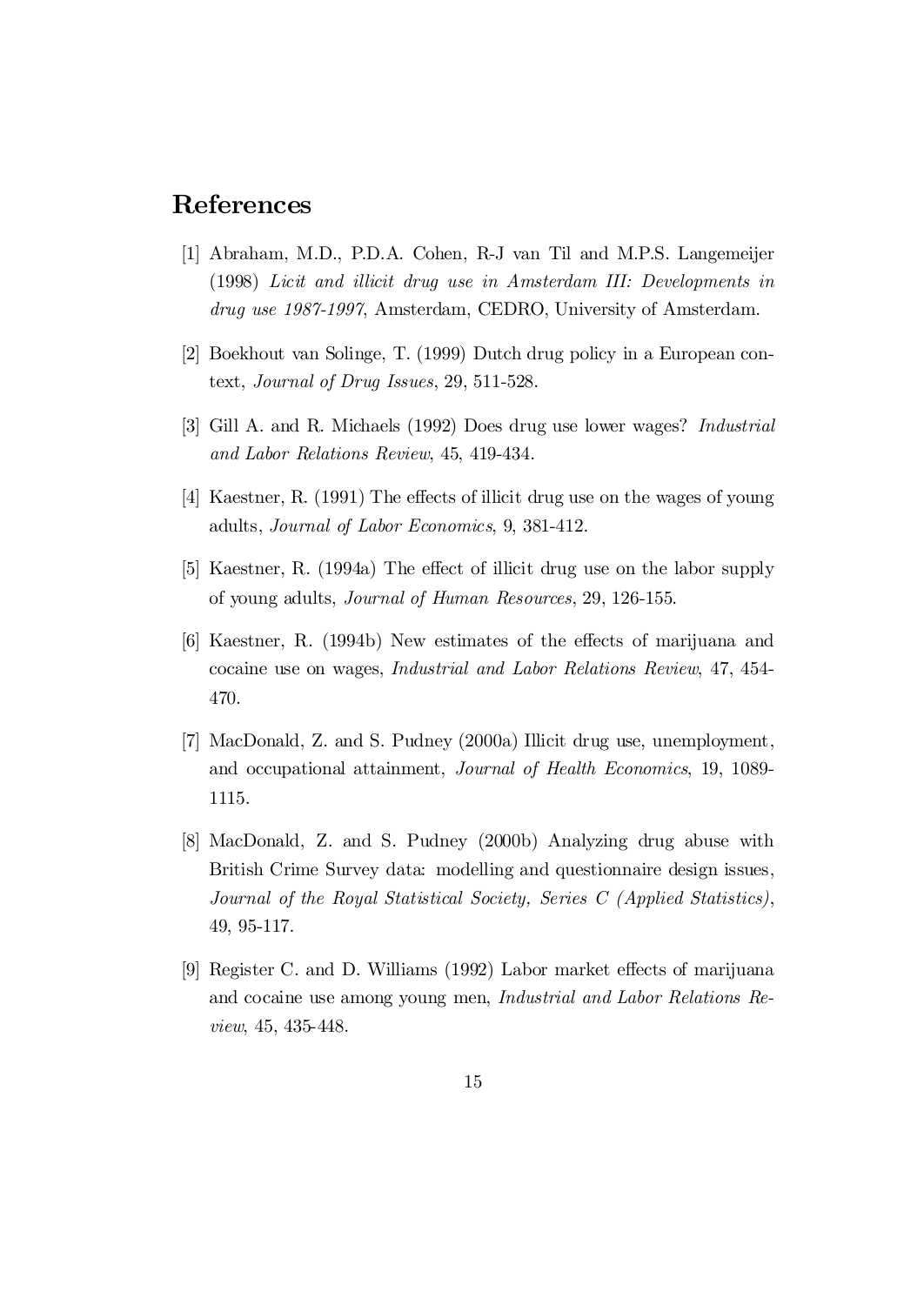# References

[1] Abraham, M.D., P.D.A. Cohen, R-J van Til and M.P.S. Langemeijer (1998) *Licit and illicit drug use in Amsterdam III: Developments in drug use 1987-1997*, Amsterdam, CEDRO, University of Amsterdam.

[2] Boekhout van Solinge, T. (1999) Dutch drug policy in a European context, *Journal of Drug Issues*, 29, 511-528.

[3] Gill A. and R. Michaels (1992) Does drug use lower wages? *Industrial and Labor Relations Review*, 45, 419-434.

[4] Kaestner, R. (1991) The effects of illicit drug use on the wages of young adults, *Journal of Labor Economics*, 9, 381-412.

[5] Kaestner, R. (1994a) The effect of illicit drug use on the labor supply of young adults, *Journal of Human Resources*, 29, 126-155.

[6] Kaestner, R. (1994b) New estimates of the effects of marijuana and cocaine use on wages, *Industrial and Labor Relations Review*, 47, 454-470.

[7] MacDonald, Z. and S. Pudney (2000a) Illicit drug use, unemployment, and occupational attainment, *Journal of Health Economics*, 19, 1089-1115.

[8] MacDonald, Z. and S. Pudney (2000b) Analyzing drug abuse with British Crime Survey data: modelling and questionnaire design issues, *Journal of the Royal Statistical Society, Series C (Applied Statistics)*, 49, 95-117.

[9] Register C. and D. Williams (1992) Labor market effects of marijuana and cocaine use among young men, *Industrial and Labor Relations Review*, 45, 435-448.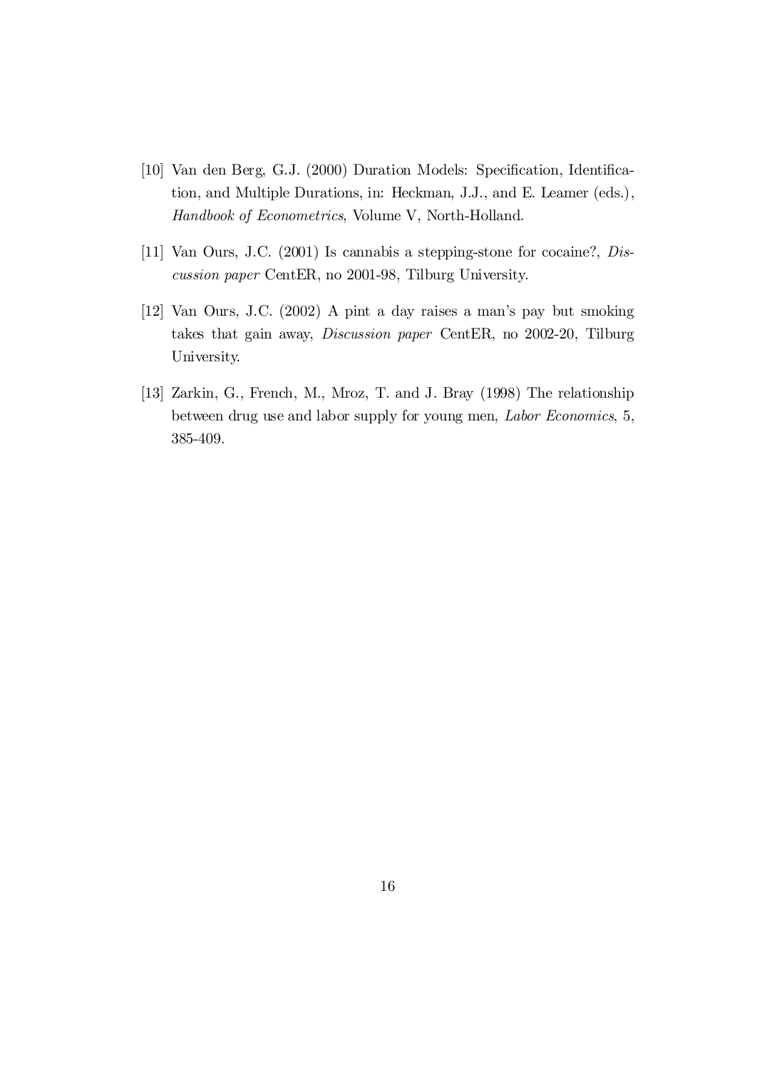[10] Van den Berg, G.J. (2000) Duration Models: Specification, Identification, and Multiple Durations, in: Heckman, J.J., and E. Leamer (eds.), *Handbook of Econometrics*, Volume V, North-Holland.

[11] Van Ours, J.C. (2001) Is cannabis a stepping-stone for cocaine?, *Discussion paper* CentER, no 2001-98, Tilburg University.

[12] Van Ours, J.C. (2002) A pint a day raises a man's pay but smoking takes that gain away, *Discussion paper* CentER, no 2002-20, Tilburg University.

[13] Zarkin, G., French, M., Mroz, T. and J. Bray (1998) The relationship between drug use and labor supply for young men, *Labor Economics*, 5, 385-409.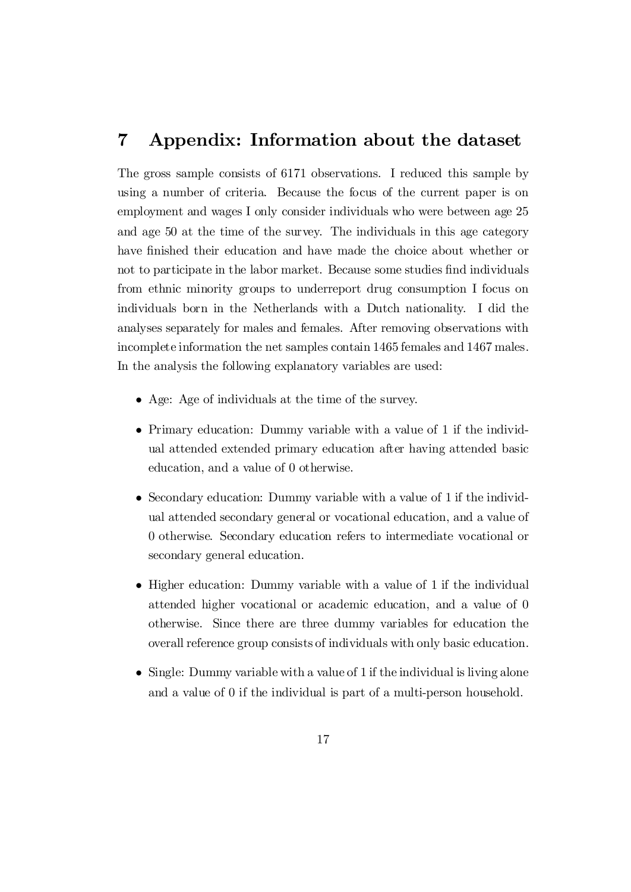# 7 Appendix: Information about the dataset

The gross sample consists of 6171 observations. I reduced this sample by using a number of criteria. Because the focus of the current paper is on employment and wages I only consider individuals who were between age 25 and age 50 at the time of the survey. The individuals in this age category have finished their education and have made the choice about whether or not to participate in the labor market. Because some studies find individuals from ethnic minority groups to underreport drug consumption I focus on individuals born in the Netherlands with a Dutch nationality. I did the analyses separately for males and females. After removing observations with incomplete information the net samples contain 1465 females and 1467 males. In the analysis the following explanatory variables are used:

- Age: Age of individuals at the time of the survey.
- Primary education: Dummy variable with a value of 1 if the individual attended extended primary education after having attended basic education, and a value of 0 otherwise.
- Secondary education: Dummy variable with a value of 1 if the individual attended secondary general or vocational education, and a value of 0 otherwise. Secondary education refers to intermediate vocational or secondary general education.
- Higher education: Dummy variable with a value of 1 if the individual attended higher vocational or academic education, and a value of 0 otherwise. Since there are three dummy variables for education the overall reference group consists of individuals with only basic education.
- Single: Dummy variable with a value of 1 if the individual is living alone and a value of 0 if the individual is part of a multi-person household.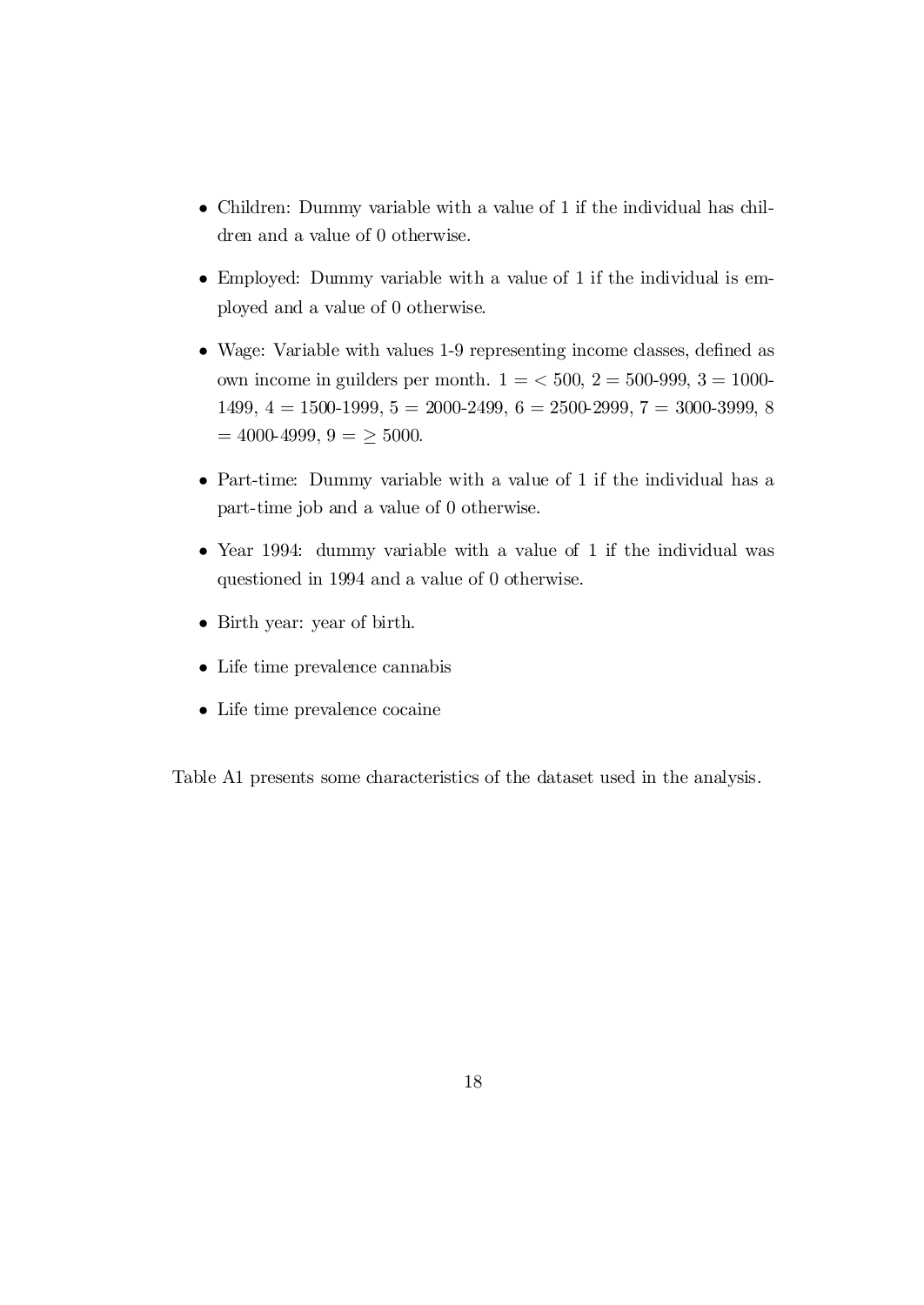- Children: Dummy variable with a value of 1 if the individual has children and a value of 0 otherwise.
- Employed: Dummy variable with a value of 1 if the individual is employed and a value of 0 otherwise.
- Wage: Variable with values 1-9 representing income classes, defined as own income in guilders per month. $1 = < 500$, $2 =$ 500-999, $3 =$ 1000-1499, $4 =$ 1500-1999, $5 =$ 2000-2499, $6 =$ 2500-2999, $7 =$ 3000-3999, $8 =$ 4000-4999, $9 = \geq 5000$.
- Part-time: Dummy variable with a value of 1 if the individual has a part-time job and a value of 0 otherwise.
- Year 1994: dummy variable with a value of 1 if the individual was questioned in 1994 and a value of 0 otherwise.
- Birth year: year of birth.
- Life time prevalence cannabis
- Life time prevalence cocaine

Table A1 presents some characteristics of the dataset used in the analysis.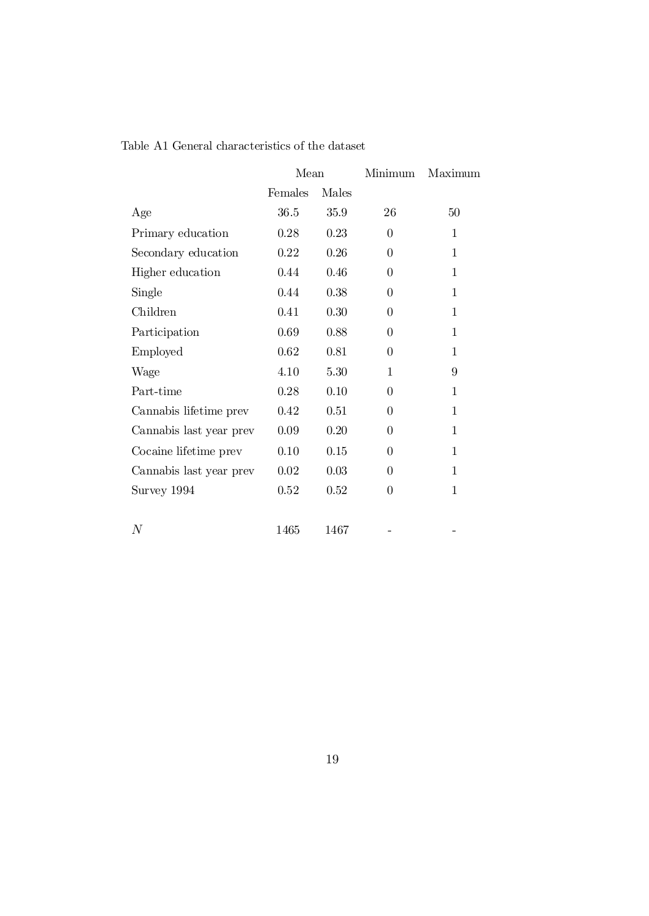Table A1 General characteristics of the dataset

| | Mean | | Minimum | Maximum |
|---|---|---|---|---|
| | Females | Males | | |
| Age | 36.5 | 35.9 | 26 | 50 |
| Primary education | 0.28 | 0.23 | 0 | 1 |
| Secondary education | 0.22 | 0.26 | 0 | 1 |
| Higher education | 0.44 | 0.46 | 0 | 1 |
| Single | 0.44 | 0.38 | 0 | 1 |
| Children | 0.41 | 0.30 | 0 | 1 |
| Participation | 0.69 | 0.88 | 0 | 1 |
| Employed | 0.62 | 0.81 | 0 | 1 |
| Wage | 4.10 | 5.30 | 1 | 9 |
| Part-time | 0.28 | 0.10 | 0 | 1 |
| Cannabis lifetime prev | 0.42 | 0.51 | 0 | 1 |
| Cannabis last year prev | 0.09 | 0.20 | 0 | 1 |
| Cocaine lifetime prev | 0.10 | 0.15 | 0 | 1 |
| Cannabis last year prev | 0.02 | 0.03 | 0 | 1 |
| Survey 1994 | 0.52 | 0.52 | 0 | 1 |
| | | | | |
| $N$ | 1465 | 1467 | - | - |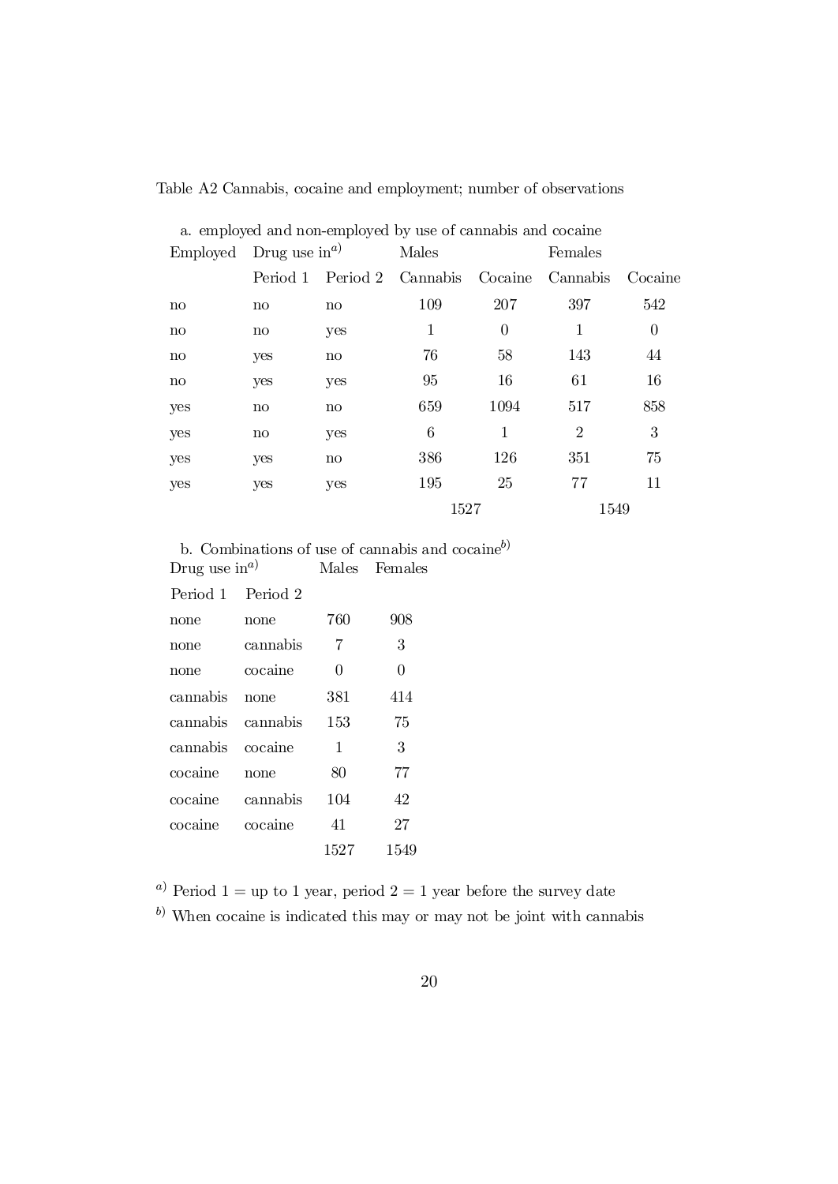Table A2 Cannabis, cocaine and employment; number of observations

a. employed and non-employed by use of cannabis and cocaine

| Employed | Drug use in[a)] | | Males | | Females | |
|---|---|---|---|---|---|---|
| | Period 1 | Period 2 | Cannabis | Cocaine | Cannabis | Cocaine |
| no | no | no | 109 | 207 | 397 | 542 |
| no | no | yes | 1 | 0 | 1 | 0 |
| no | yes | no | 76 | 58 | 143 | 44 |
| no | yes | yes | 95 | 16 | 61 | 16 |
| yes | no | no | 659 | 1094 | 517 | 858 |
| yes | no | yes | 6 | 1 | 2 | 3 |
| yes | yes | no | 386 | 126 | 351 | 75 |
| yes | yes | yes | 195 | 25 | 77 | 11 |
| | | | 1527 | | 1549 | |

b. Combinations of use of cannabis and cocaine[b)]

| Drug use in[a)] | | Males | Females |
|---|---|---|---|
| Period 1 | Period 2 | | |
| none | none | 760 | 908 |
| none | cannabis | 7 | 3 |
| none | cocaine | 0 | 0 |
| cannabis | none | 381 | 414 |
| cannabis | cannabis | 153 | 75 |
| cannabis | cocaine | 1 | 3 |
| cocaine | none | 80 | 77 |
| cocaine | cannabis | 104 | 42 |
| cocaine | cocaine | 41 | 27 |
| | | 1527 | 1549 |

[a)] Period 1 = up to 1 year, period 2 = 1 year before the survey date

[b)] When cocaine is indicated this may or may not be joint with cannabis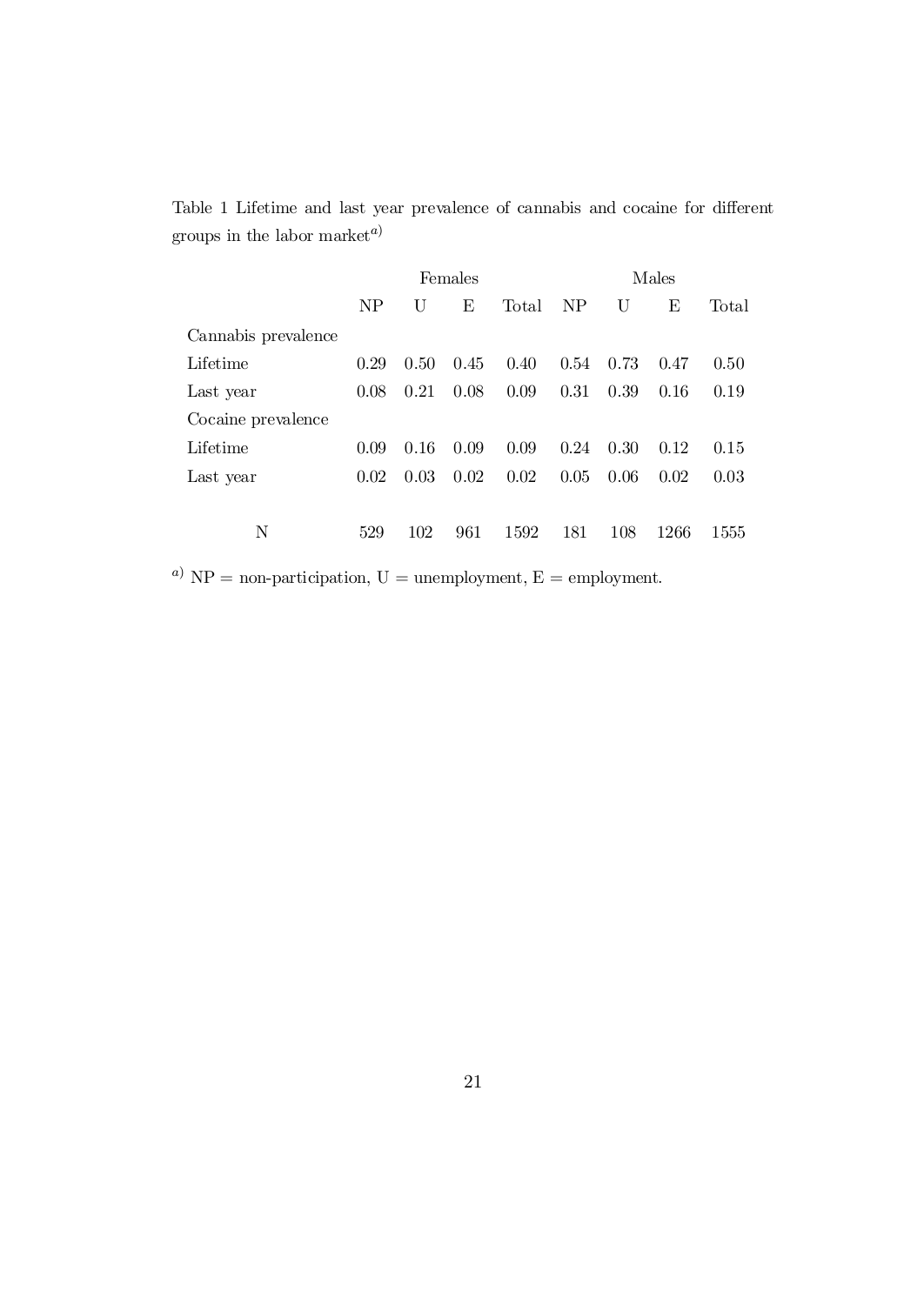Table 1 Lifetime and last year prevalence of cannabis and cocaine for different groups in the labor market[a)]

| | Females | | | | Males | | | |
|---|---|---|---|---|---|---|---|---|
| | NP | U | E | Total | NP | U | E | Total |
| Cannabis prevalence | | | | | | | | |
| Lifetime | 0.29 | 0.50 | 0.45 | 0.40 | 0.54 | 0.73 | 0.47 | 0.50 |
| Last year | 0.08 | 0.21 | 0.08 | 0.09 | 0.31 | 0.39 | 0.16 | 0.19 |
| Cocaine prevalence | | | | | | | | |
| Lifetime | 0.09 | 0.16 | 0.09 | 0.09 | 0.24 | 0.30 | 0.12 | 0.15 |
| Last year | 0.02 | 0.03 | 0.02 | 0.02 | 0.05 | 0.06 | 0.02 | 0.03 |
| N | 529 | 102 | 961 | 1592 | 181 | 108 | 1266 | 1555 |

[a)] NP = non-participation, U = unemployment, E = employment.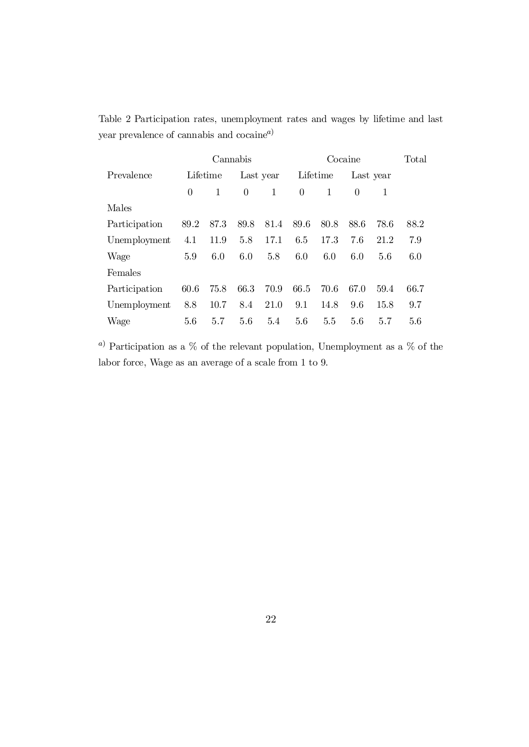Table 2 Participation rates, unemployment rates and wages by lifetime and last year prevalence of cannabis and cocaine[a)]

| | Cannabis | | | | Cocaine | | | | Total |
|---|---|---|---|---|---|---|---|---|---|
| Prevalence | Lifetime | | Last year | | Lifetime | | Last year | | |
| | 0 | 1 | 0 | 1 | 0 | 1 | 0 | 1 | |
| Males | | | | | | | | | |
| Participation | 89.2 | 87.3 | 89.8 | 81.4 | 89.6 | 80.8 | 88.6 | 78.6 | 88.2 |
| Unemployment | 4.1 | 11.9 | 5.8 | 17.1 | 6.5 | 17.3 | 7.6 | 21.2 | 7.9 |
| Wage | 5.9 | 6.0 | 6.0 | 5.8 | 6.0 | 6.0 | 6.0 | 5.6 | 6.0 |
| Females | | | | | | | | | |
| Participation | 60.6 | 75.8 | 66.3 | 70.9 | 66.5 | 70.6 | 67.0 | 59.4 | 66.7 |
| Unemployment | 8.8 | 10.7 | 8.4 | 21.0 | 9.1 | 14.8 | 9.6 | 15.8 | 9.7 |
| Wage | 5.6 | 5.7 | 5.6 | 5.4 | 5.6 | 5.5 | 5.6 | 5.7 | 5.6 |

[a)] Participation as a % of the relevant population, Unemployment as a % of the labor force, Wage as an average of a scale from 1 to 9.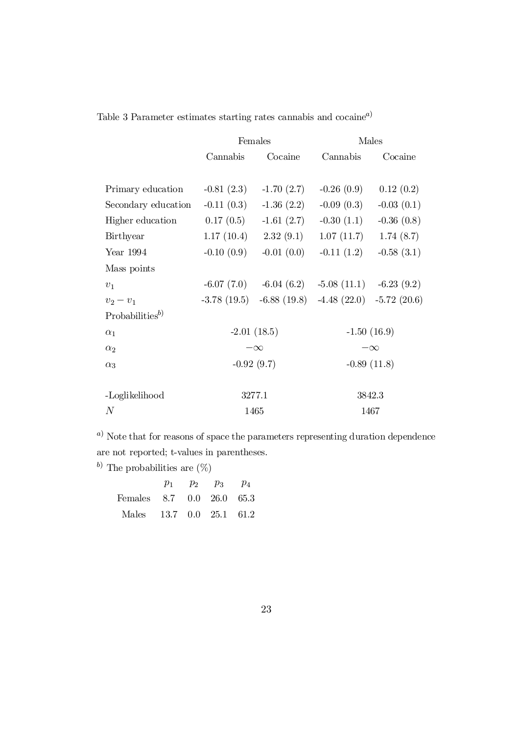Table 3 Parameter estimates starting rates cannabis and cocaine[a)]

| | Females | | Males | |
|---|---|---|---|---|
| | Cannabis | Cocaine | Cannabis | Cocaine |
| Primary education | -0.81 (2.3) | -1.70 (2.7) | -0.26 (0.9) | 0.12 (0.2) |
| Secondary education | -0.11 (0.3) | -1.36 (2.2) | -0.09 (0.3) | -0.03 (0.1) |
| Higher education | 0.17 (0.5) | -1.61 (2.7) | -0.30 (1.1) | -0.36 (0.8) |
| Birthyear | 1.17 (10.4) | 2.32 (9.1) | 1.07 (11.7) | 1.74 (8.7) |
| Year 1994 | -0.10 (0.9) | -0.01 (0.0) | -0.11 (1.2) | -0.58 (3.1) |
| Mass points | | | | |
| $v_1$ | -6.07 (7.0) | -6.04 (6.2) | -5.08 (11.1) | -6.23 (9.2) |
| $v_2 - v_1$ | -3.78 (19.5) | -6.88 (19.8) | -4.48 (22.0) | -5.72 (20.6) |
| Probabilities[b)] | | | | |
| $\alpha_1$ | -2.01 (18.5) | | -1.50 (16.9) | |
| $\alpha_2$ | $-\infty$ | | $-\infty$ | |
| $\alpha_3$ | -0.92 (9.7) | | -0.89 (11.8) | |
| -Loglikelihood | 3277.1 | | 3842.3 | |
| $N$ | 1465 | | 1467 | |

[a)] Note that for reasons of space the parameters representing duration dependence are not reported; t-values in parentheses.

[b)] The probabilities are (%)

| | $p_1$ | $p_2$ | $p_3$ | $p_4$ |
|---|---|---|---|---|
| Females | 8.7 | 0.0 | 26.0 | 65.3 |
| Males | 13.7 | 0.0 | 25.1 | 61.2 |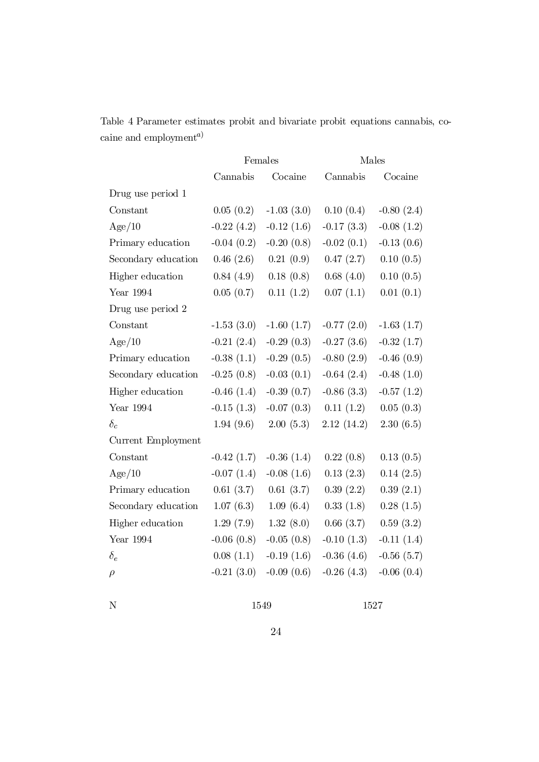Table 4 Parameter estimates probit and bivariate probit equations cannabis, cocaine and employment[a)]

| | Females | | Males | |
|---|---|---|---|---|
| | Cannabis | Cocaine | Cannabis | Cocaine |
| Drug use period 1 | | | | |
| Constant | 0.05 (0.2) | -1.03 (3.0) | 0.10 (0.4) | -0.80 (2.4) |
| Age/10 | -0.22 (4.2) | -0.12 (1.6) | -0.17 (3.3) | -0.08 (1.2) |
| Primary education | -0.04 (0.2) | -0.20 (0.8) | -0.02 (0.1) | -0.13 (0.6) |
| Secondary education | 0.46 (2.6) | 0.21 (0.9) | 0.47 (2.7) | 0.10 (0.5) |
| Higher education | 0.84 (4.9) | 0.18 (0.8) | 0.68 (4.0) | 0.10 (0.5) |
| Year 1994 | 0.05 (0.7) | 0.11 (1.2) | 0.07 (1.1) | 0.01 (0.1) |
| Drug use period 2 | | | | |
| Constant | -1.53 (3.0) | -1.60 (1.7) | -0.77 (2.0) | -1.63 (1.7) |
| Age/10 | -0.21 (2.4) | -0.29 (0.3) | -0.27 (3.6) | -0.32 (1.7) |
| Primary education | -0.38 (1.1) | -0.29 (0.5) | -0.80 (2.9) | -0.46 (0.9) |
| Secondary education | -0.25 (0.8) | -0.03 (0.1) | -0.64 (2.4) | -0.48 (1.0) |
| Higher education | -0.46 (1.4) | -0.39 (0.7) | -0.86 (3.3) | -0.57 (1.2) |
| Year 1994 | -0.15 (1.3) | -0.07 (0.3) | 0.11 (1.2) | 0.05 (0.3) |
| $\delta_c$ | 1.94 (9.6) | 2.00 (5.3) | 2.12 (14.2) | 2.30 (6.5) |
| Current Employment | | | | |
| Constant | -0.42 (1.7) | -0.36 (1.4) | 0.22 (0.8) | 0.13 (0.5) |
| Age/10 | -0.07 (1.4) | -0.08 (1.6) | 0.13 (2.3) | 0.14 (2.5) |
| Primary education | 0.61 (3.7) | 0.61 (3.7) | 0.39 (2.2) | 0.39 (2.1) |
| Secondary education | 1.07 (6.3) | 1.09 (6.4) | 0.33 (1.8) | 0.28 (1.5) |
| Higher education | 1.29 (7.9) | 1.32 (8.0) | 0.66 (3.7) | 0.59 (3.2) |
| Year 1994 | -0.06 (0.8) | -0.05 (0.8) | -0.10 (1.3) | -0.11 (1.4) |
| $\delta_e$ | 0.08 (1.1) | -0.19 (1.6) | -0.36 (4.6) | -0.56 (5.7) |
| $\rho$ | -0.21 (3.0) | -0.09 (0.6) | -0.26 (4.3) | -0.06 (0.4) |
| N | 1549 | | 1527 | |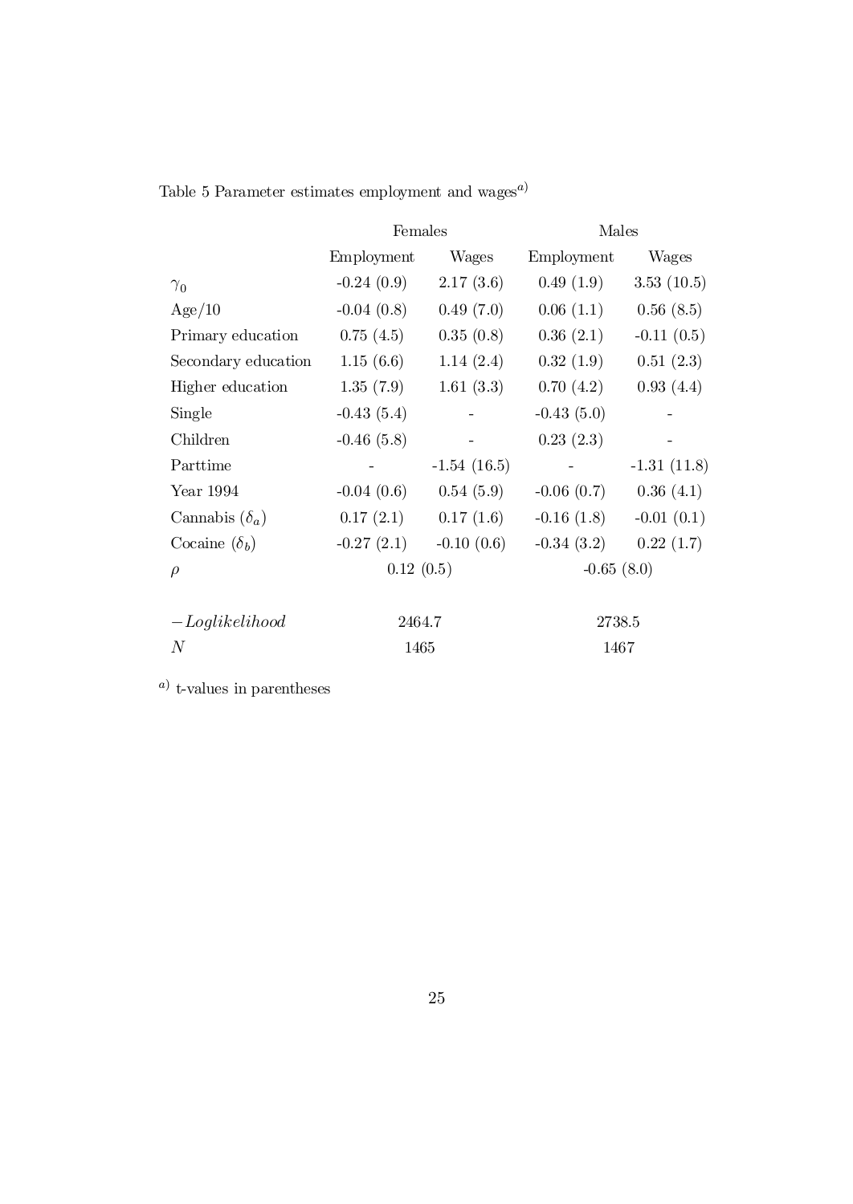Table 5 Parameter estimates employment and wages[a)]

| | Females | | Males | |
|---|---|---|---|---|
| | Employment | Wages | Employment | Wages |
| $\gamma_0$ | -0.24 (0.9) | 2.17 (3.6) | 0.49 (1.9) | 3.53 (10.5) |
| Age/10 | -0.04 (0.8) | 0.49 (7.0) | 0.06 (1.1) | 0.56 (8.5) |
| Primary education | 0.75 (4.5) | 0.35 (0.8) | 0.36 (2.1) | -0.11 (0.5) |
| Secondary education | 1.15 (6.6) | 1.14 (2.4) | 0.32 (1.9) | 0.51 (2.3) |
| Higher education | 1.35 (7.9) | 1.61 (3.3) | 0.70 (4.2) | 0.93 (4.4) |
| Single | -0.43 (5.4) | - | -0.43 (5.0) | - |
| Children | -0.46 (5.8) | - | 0.23 (2.3) | - |
| Parttime | - | -1.54 (16.5) | - | -1.31 (11.8) |
| Year 1994 | -0.04 (0.6) | 0.54 (5.9) | -0.06 (0.7) | 0.36 (4.1) |
| Cannabis ($\delta_a$) | 0.17 (2.1) | 0.17 (1.6) | -0.16 (1.8) | -0.01 (0.1) |
| Cocaine ($\delta_b$) | -0.27 (2.1) | -0.10 (0.6) | -0.34 (3.2) | 0.22 (1.7) |
| $\rho$ | 0.12 (0.5) | | -0.65 (8.0) | |
| $-Loglikelihood$ | 2464.7 | | 2738.5 | |
| $N$ | 1465 | | 1467 | |

[a)] t-values in parentheses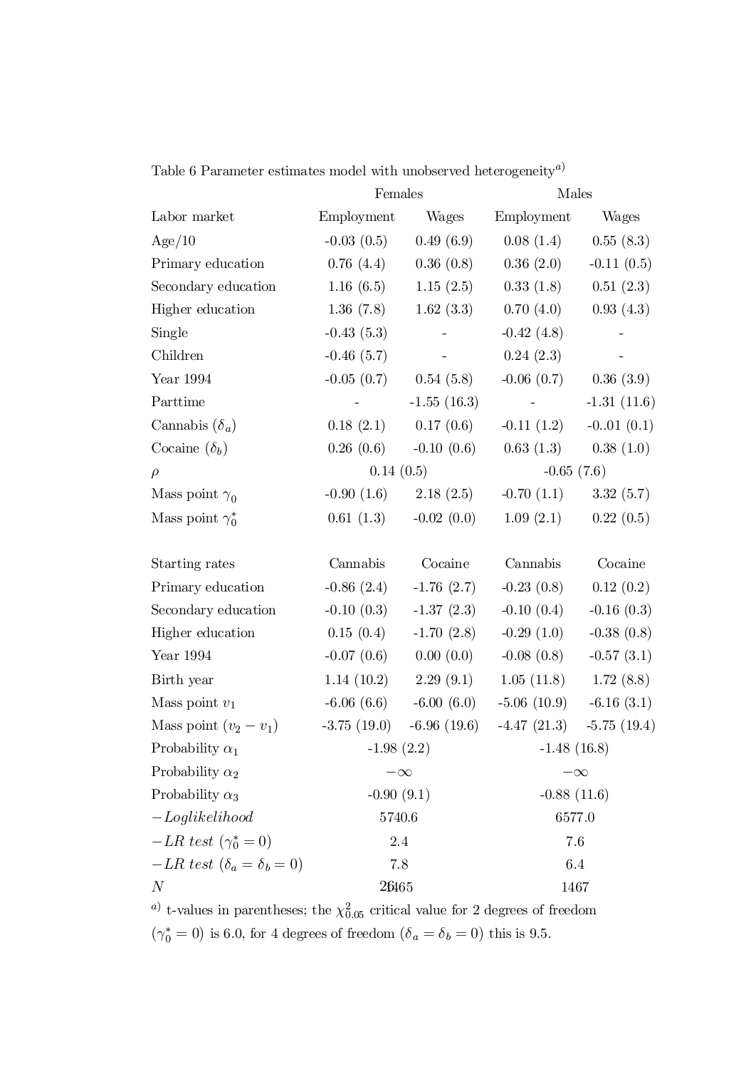Table 6 Parameter estimates model with unobserved heterogeneity[a)]

| | Females | | Males | |
|---|---|---|---|---|
| Labor market | Employment | Wages | Employment | Wages |
| Age/10 | -0.03 (0.5) | 0.49 (6.9) | 0.08 (1.4) | 0.55 (8.3) |
| Primary education | 0.76 (4.4) | 0.36 (0.8) | 0.36 (2.0) | -0.11 (0.5) |
| Secondary education | 1.16 (6.5) | 1.15 (2.5) | 0.33 (1.8) | 0.51 (2.3) |
| Higher education | 1.36 (7.8) | 1.62 (3.3) | 0.70 (4.0) | 0.93 (4.3) |
| Single | -0.43 (5.3) | - | -0.42 (4.8) | - |
| Children | -0.46 (5.7) | - | 0.24 (2.3) | - |
| Year 1994 | -0.05 (0.7) | 0.54 (5.8) | -0.06 (0.7) | 0.36 (3.9) |
| Parttime | - | -1.55 (16.3) | - | -1.31 (11.6) |
| Cannabis ($\delta_a$) | 0.18 (2.1) | 0.17 (0.6) | -0.11 (1.2) | -0..01 (0.1) |
| Cocaine ($\delta_b$) | 0.26 (0.6) | -0.10 (0.6) | 0.63 (1.3) | 0.38 (1.0) |
| $\rho$ | 0.14 (0.5) | | -0.65 (7.6) | |
| Mass point $\gamma_0$ | -0.90 (1.6) | 2.18 (2.5) | -0.70 (1.1) | 3.32 (5.7) |
| Mass point $\gamma_0^*$ | 0.61 (1.3) | -0.02 (0.0) | 1.09 (2.1) | 0.22 (0.5) |
| | | | | |
| Starting rates | Cannabis | Cocaine | Cannabis | Cocaine |
| Primary education | -0.86 (2.4) | -1.76 (2.7) | -0.23 (0.8) | 0.12 (0.2) |
| Secondary education | -0.10 (0.3) | -1.37 (2.3) | -0.10 (0.4) | -0.16 (0.3) |
| Higher education | 0.15 (0.4) | -1.70 (2.8) | -0.29 (1.0) | -0.38 (0.8) |
| Year 1994 | -0.07 (0.6) | 0.00 (0.0) | -0.08 (0.8) | -0.57 (3.1) |
| Birth year | 1.14 (10.2) | 2.29 (9.1) | 1.05 (11.8) | 1.72 (8.8) |
| Mass point $v_1$ | -6.06 (6.6) | -6.00 (6.0) | -5.06 (10.9) | -6.16 (3.1) |
| Mass point $(v_2 - v_1)$ | -3.75 (19.0) | -6.96 (19.6) | -4.47 (21.3) | -5.75 (19.4) |
| Probability $\alpha_1$ | -1.98 (2.2) | | -1.48 (16.8) | |
| Probability $\alpha_2$ | $-\infty$ | | $-\infty$ | |
| Probability $\alpha_3$ | -0.90 (9.1) | | -0.88 (11.6) | |
| *−Loglikelihood* | 5740.6 | | 6577.0 | |
| *−LR test* ($\gamma_0^* = 0$) | 2.4 | | 7.6 | |
| *−LR test* ($\delta_a = \delta_b = 0$) | 7.8 | | 6.4 | |
| $N$ | 1465 | | 1467 | |

[a)] t-values in parentheses; the $\chi^2_{0.05}$ critical value for 2 degrees of freedom ($\gamma_0^* = 0$) is 6.0, for 4 degrees of freedom ($\delta_a = \delta_b = 0$) this is 9.5.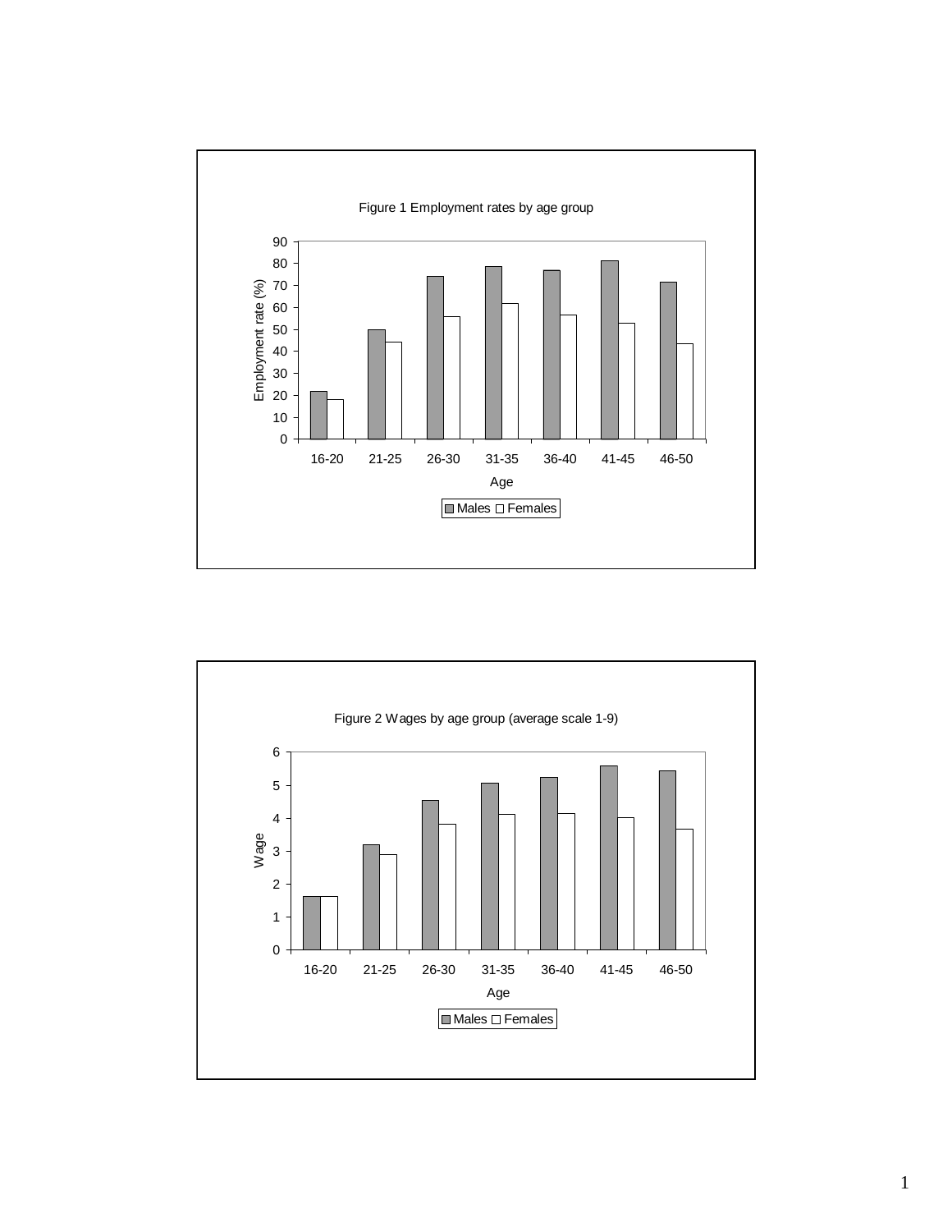Figure 1 Employment rates by age group

Figure 2 Wages by age group (average scale 1-9)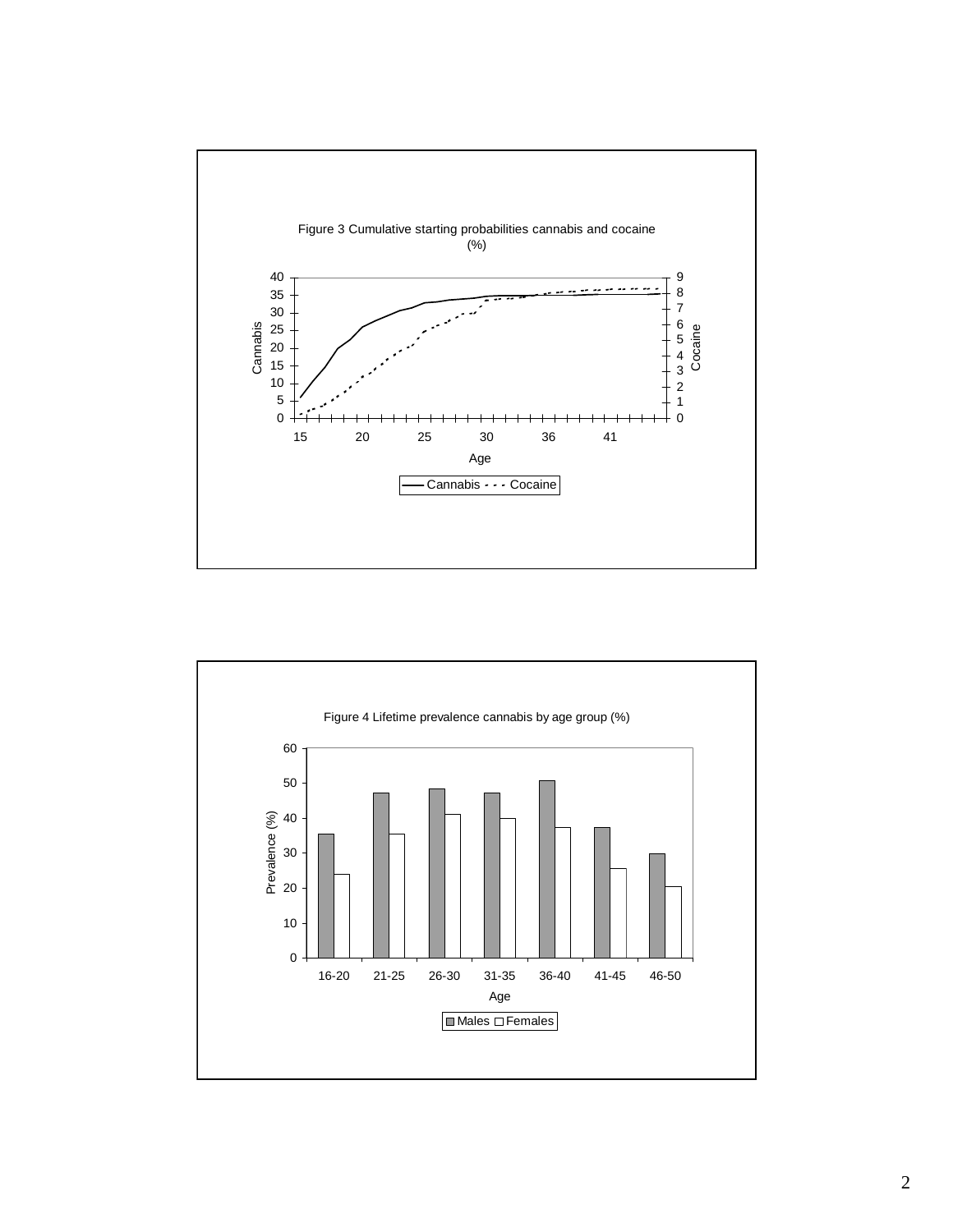Figure 3 Cumulative starting probabilities cannabis and cocaine (%)

Figure 4 Lifetime prevalence cannabis by age group (%)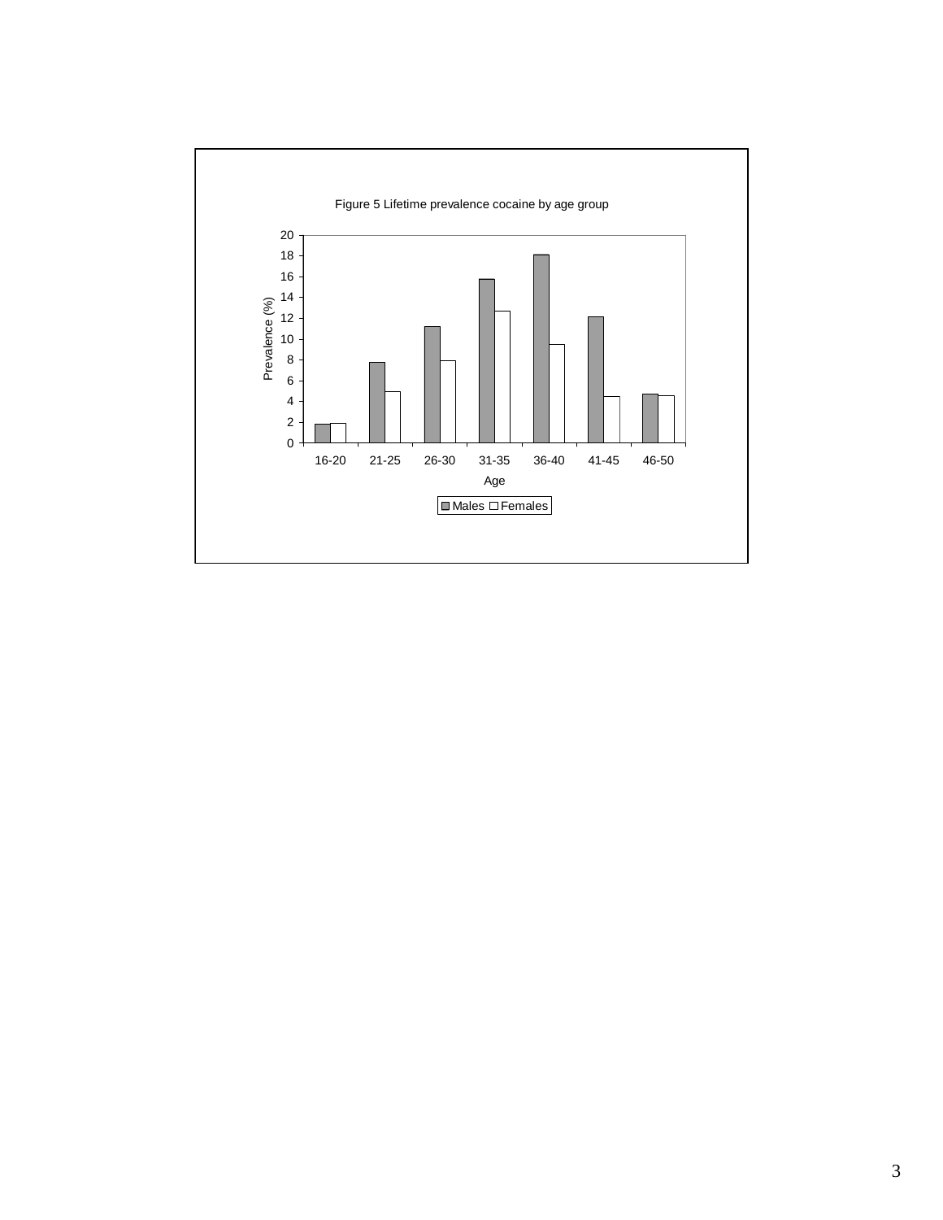Figure 5 Lifetime prevalence cocaine by age group

Prevalence (%)

20
18
16
14
12
10
8
6
4
2
0

16-20
21-25
26-30
31-35
36-40
41-45
46-50

Age

Males Females